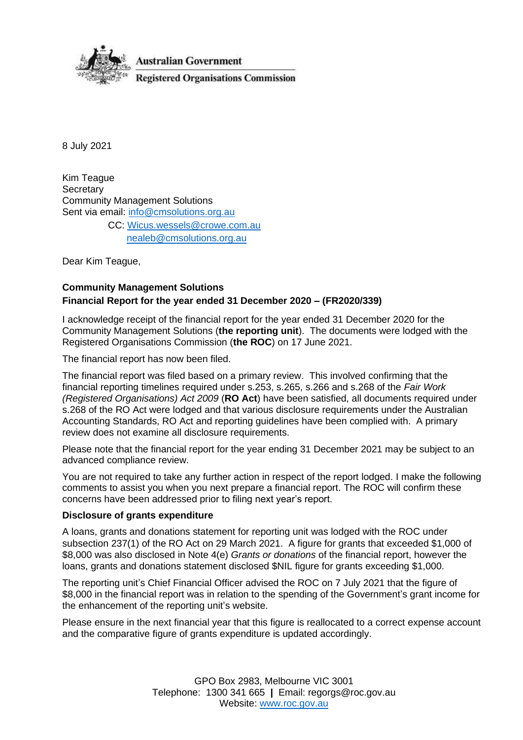**Australian Government**

**Registered Organisations Commission**

8 July 2021

Kim Teague
Secretary
Community Management Solutions
Sent via email: info@cmsolutions.org.au
CC: Wicus.wessels@crowe.com.au
nealeb@cmsolutions.org.au

Dear Kim Teague,

**Community Management Solutions**
**Financial Report for the year ended 31 December 2020 – (FR2020/339)**

I acknowledge receipt of the financial report for the year ended 31 December 2020 for the Community Management Solutions (**the reporting unit**). The documents were lodged with the Registered Organisations Commission (**the ROC**) on 17 June 2021.

The financial report has now been filed.

The financial report was filed based on a primary review. This involved confirming that the financial reporting timelines required under s.253, s.265, s.266 and s.268 of the *Fair Work (Registered Organisations) Act 2009* (**RO Act**) have been satisfied, all documents required under s.268 of the RO Act were lodged and that various disclosure requirements under the Australian Accounting Standards, RO Act and reporting guidelines have been complied with. A primary review does not examine all disclosure requirements.

Please note that the financial report for the year ending 31 December 2021 may be subject to an advanced compliance review.

You are not required to take any further action in respect of the report lodged. I make the following comments to assist you when you next prepare a financial report. The ROC will confirm these concerns have been addressed prior to filing next year's report.

**Disclosure of grants expenditure**

A loans, grants and donations statement for reporting unit was lodged with the ROC under subsection 237(1) of the RO Act on 29 March 2021. A figure for grants that exceeded $1,000 of $8,000 was also disclosed in Note 4(e) *Grants or donations* of the financial report, however the loans, grants and donations statement disclosed $NIL figure for grants exceeding $1,000.

The reporting unit's Chief Financial Officer advised the ROC on 7 July 2021 that the figure of $8,000 in the financial report was in relation to the spending of the Government's grant income for the enhancement of the reporting unit's website.

Please ensure in the next financial year that this figure is reallocated to a correct expense account and the comparative figure of grants expenditure is updated accordingly.

GPO Box 2983, Melbourne VIC 3001
Telephone: 1300 341 665 | Email: regorgs@roc.gov.au
Website: www.roc.gov.au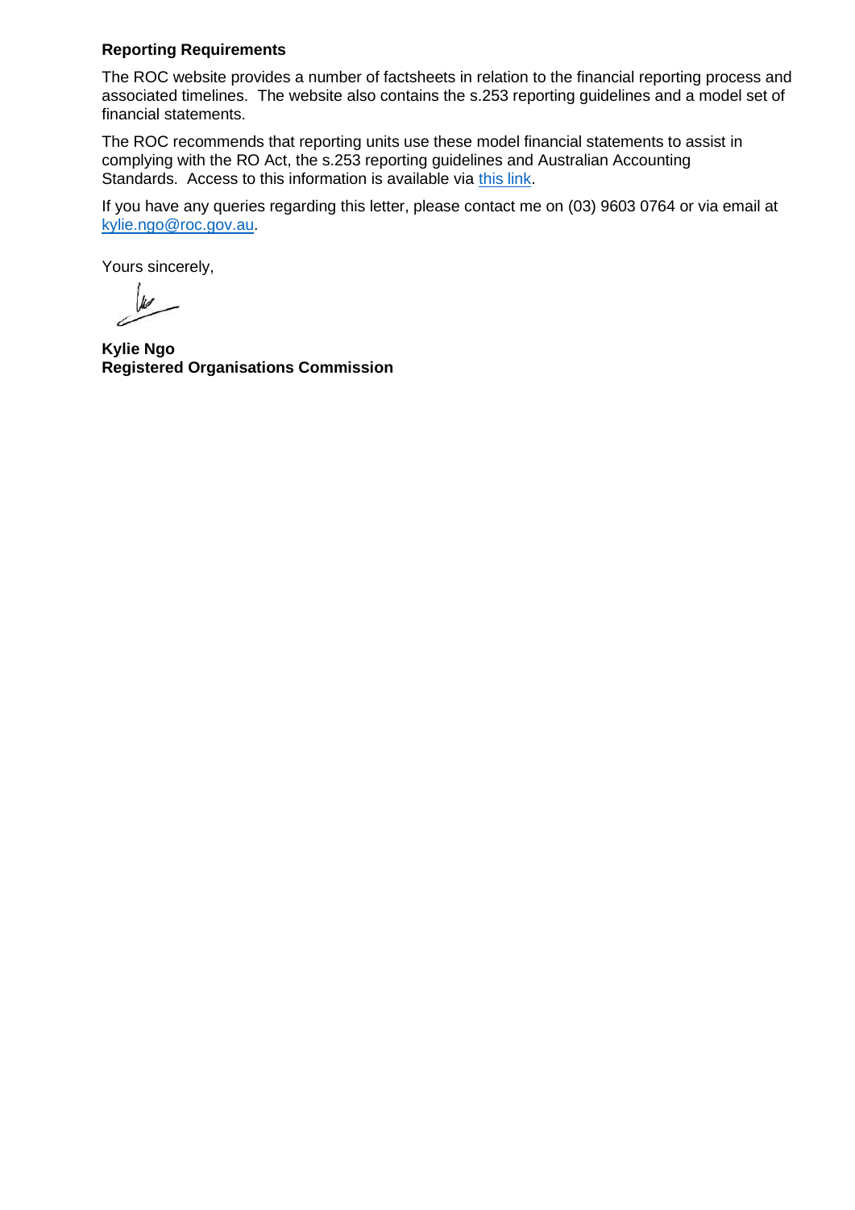**Reporting Requirements**

The ROC website provides a number of factsheets in relation to the financial reporting process and associated timelines. The website also contains the s.253 reporting guidelines and a model set of financial statements.

The ROC recommends that reporting units use these model financial statements to assist in complying with the RO Act, the s.253 reporting guidelines and Australian Accounting Standards. Access to this information is available via [this link](#).

If you have any queries regarding this letter, please contact me on (03) 9603 0764 or via email at [kylie.ngo@roc.gov.au](mailto:kylie.ngo@roc.gov.au).

Yours sincerely,

**Kylie Ngo**
**Registered Organisations Commission**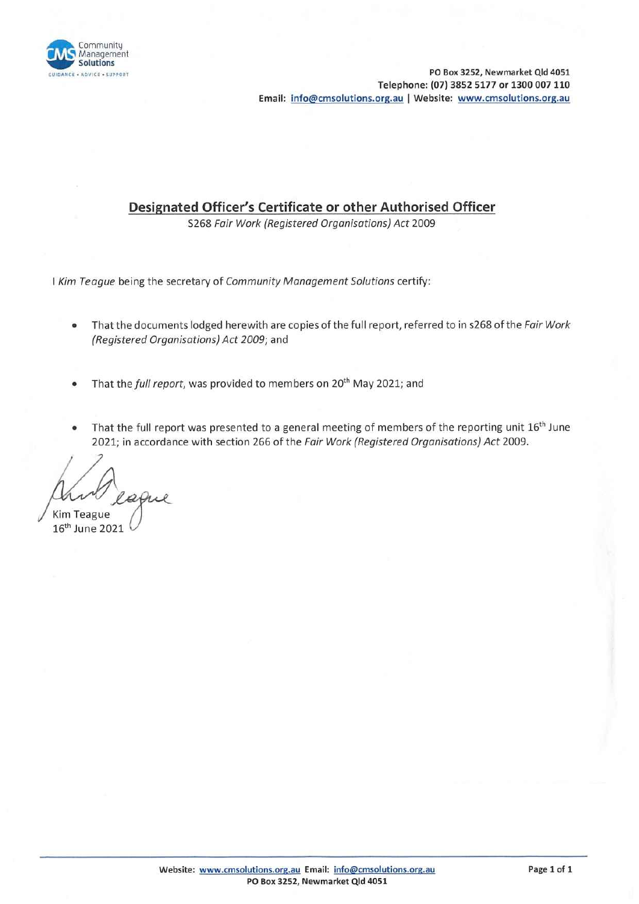Community Management Solutions

GUIDANCE • ADVICE • SUPPORT

**PO Box 3252, Newmarket Qld 4051**
**Telephone: (07) 3852 5177 or 1300 007 110**
**Email: info@cmsolutions.org.au | Website: www.cmsolutions.org.au**

## Designated Officer's Certificate or other Authorised Officer

S268 *Fair Work (Registered Organisations) Act* 2009

I *Kim Teague* being the secretary of *Community Management Solutions* certify:

- That the documents lodged herewith are copies of the full report, referred to in s268 of the *Fair Work (Registered Organisations) Act 2009*; and
- That the *full report*, was provided to members on 20th May 2021; and
- That the full report was presented to a general meeting of members of the reporting unit 16th June 2021; in accordance with section 266 of the *Fair Work (Registered Organisations) Act* 2009.

Kim Teague
16th June 2021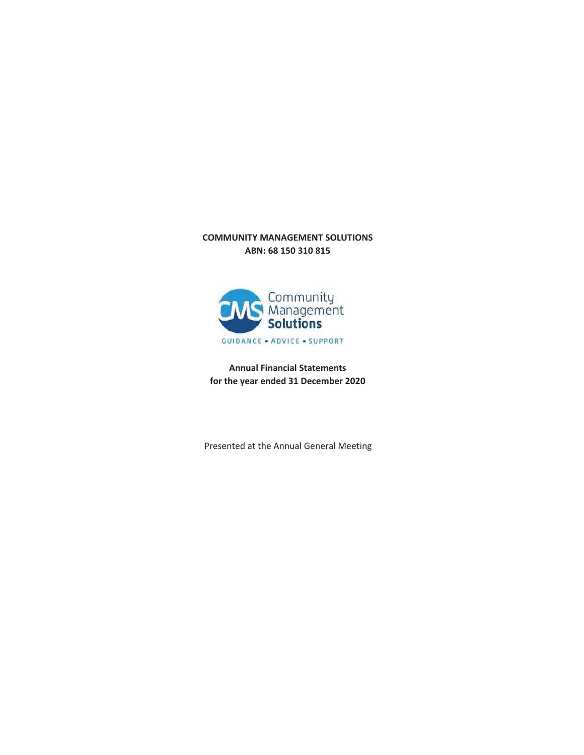**COMMUNITY MANAGEMENT SOLUTIONS**
**ABN: 68 150 310 815**

Community Management Solutions

GUIDANCE • ADVICE • SUPPORT

**Annual Financial Statements**
**for the year ended 31 December 2020**

Presented at the Annual General Meeting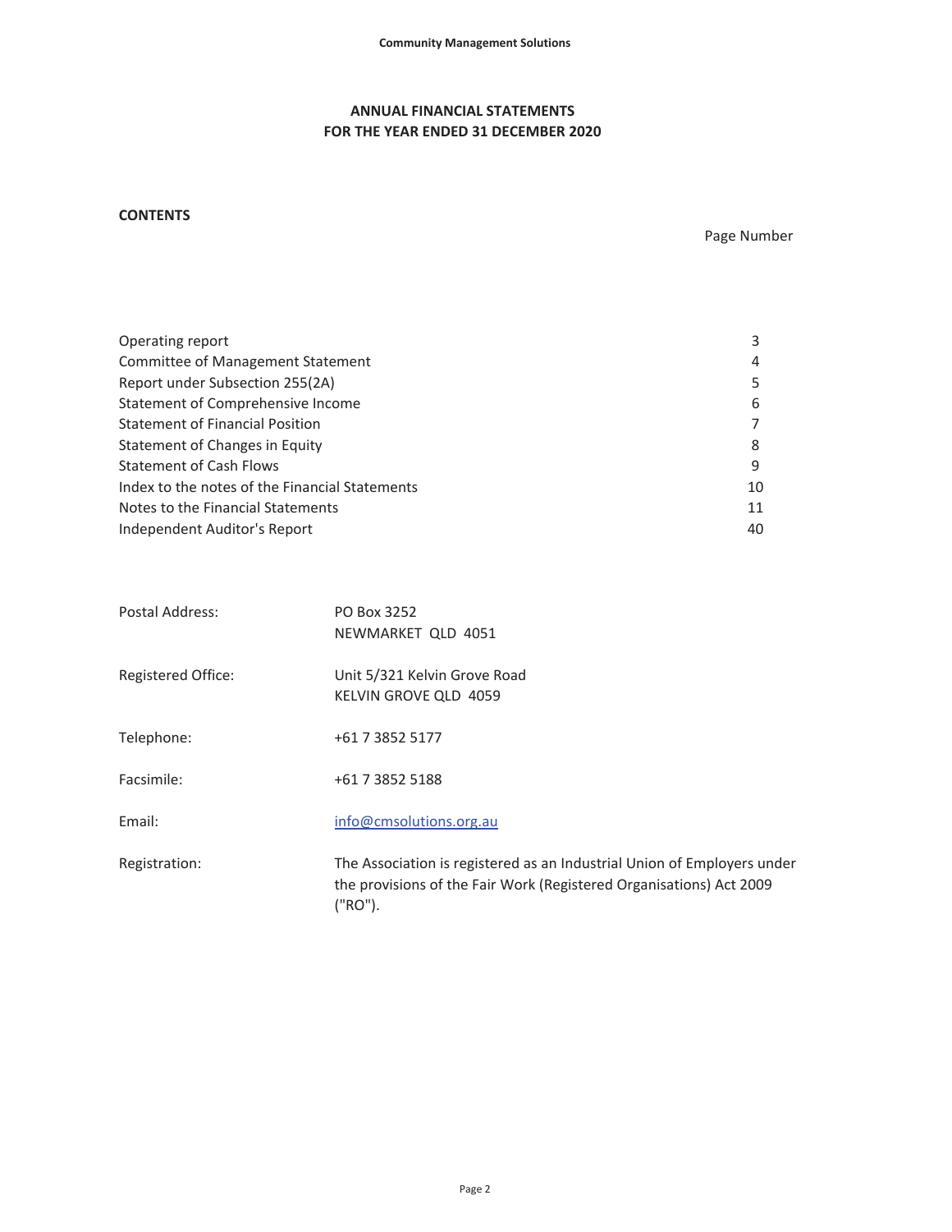# ANNUAL FINANCIAL STATEMENTS
## FOR THE YEAR ENDED 31 DECEMBER 2020

**CONTENTS**

| | Page Number |
|---|---|
| Operating report | 3 |
| Committee of Management Statement | 4 |
| Report under Subsection 255(2A) | 5 |
| Statement of Comprehensive Income | 6 |
| Statement of Financial Position | 7 |
| Statement of Changes in Equity | 8 |
| Statement of Cash Flows | 9 |
| Index to the notes of the Financial Statements | 10 |
| Notes to the Financial Statements | 11 |
| Independent Auditor's Report | 40 |

| | |
|---|---|
| Postal Address: | PO Box 3252<br>NEWMARKET QLD 4051 |
| Registered Office: | Unit 5/321 Kelvin Grove Road<br>KELVIN GROVE QLD 4059 |
| Telephone: | +61 7 3852 5177 |
| Facsimile: | +61 7 3852 5188 |
| Email: | info@cmsolutions.org.au |
| Registration: | The Association is registered as an Industrial Union of Employers under the provisions of the Fair Work (Registered Organisations) Act 2009 ("RO"). |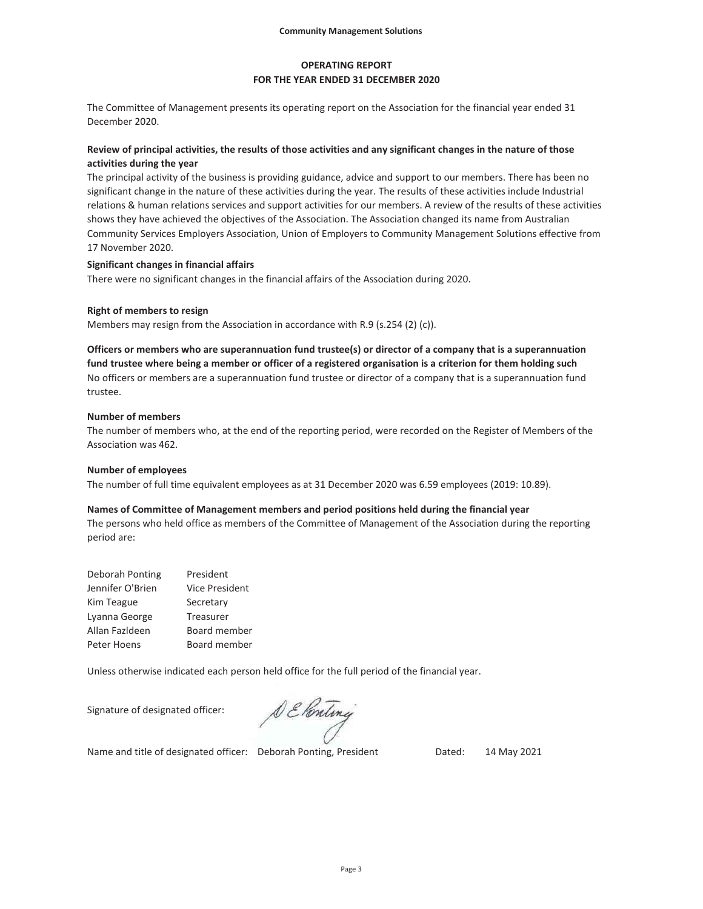Community Management Solutions

# OPERATING REPORT
## FOR THE YEAR ENDED 31 DECEMBER 2020

The Committee of Management presents its operating report on the Association for the financial year ended 31 December 2020.

**Review of principal activities, the results of those activities and any significant changes in the nature of those activities during the year**

The principal activity of the business is providing guidance, advice and support to our members. There has been no significant change in the nature of these activities during the year. The results of these activities include Industrial relations & human relations services and support activities for our members. A review of the results of these activities shows they have achieved the objectives of the Association. The Association changed its name from Australian Community Services Employers Association, Union of Employers to Community Management Solutions effective from 17 November 2020.

**Significant changes in financial affairs**

There were no significant changes in the financial affairs of the Association during 2020.

**Right of members to resign**

Members may resign from the Association in accordance with R.9 (s.254 (2) (c)).

**Officers or members who are superannuation fund trustee(s) or director of a company that is a superannuation fund trustee where being a member or officer of a registered organisation is a criterion for them holding such**

No officers or members are a superannuation fund trustee or director of a company that is a superannuation fund trustee.

**Number of members**

The number of members who, at the end of the reporting period, were recorded on the Register of Members of the Association was 462.

**Number of employees**

The number of full time equivalent employees as at 31 December 2020 was 6.59 employees (2019: 10.89).

**Names of Committee of Management members and period positions held during the financial year**

The persons who held office as members of the Committee of Management of the Association during the reporting period are:

| | |
|---|---|
| Deborah Ponting | President |
| Jennifer O'Brien | Vice President |
| Kim Teague | Secretary |
| Lyanna George | Treasurer |
| Allan Fazldeen | Board member |
| Peter Hoens | Board member |

Unless otherwise indicated each person held office for the full period of the financial year.

Signature of designated officer: D E Ponting

Name and title of designated officer: Deborah Ponting, President Dated: 14 May 2021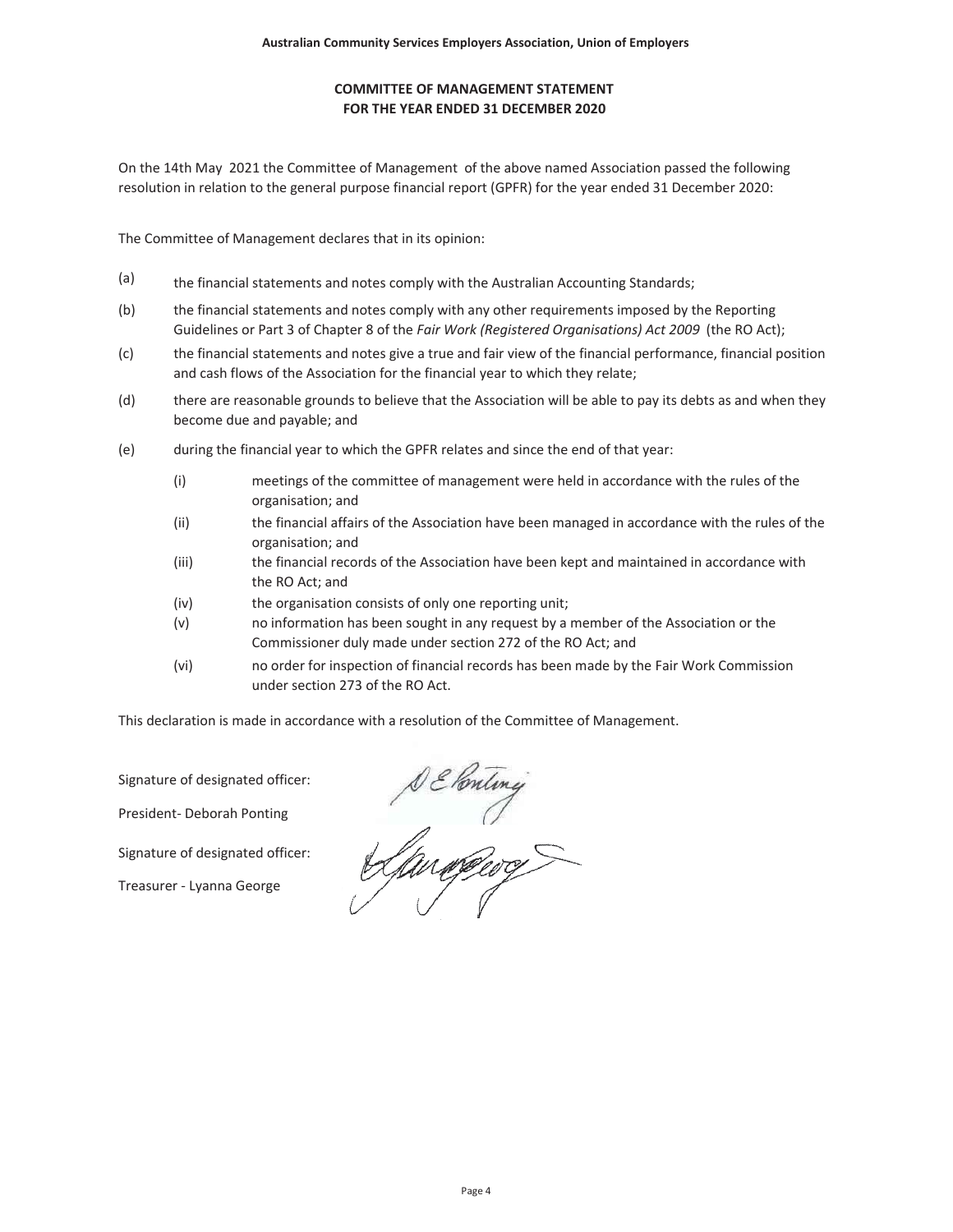**Australian Community Services Employers Association, Union of Employers**

## COMMITTEE OF MANAGEMENT STATEMENT
## FOR THE YEAR ENDED 31 DECEMBER 2020

On the 14th May 2021 the Committee of Management of the above named Association passed the following resolution in relation to the general purpose financial report (GPFR) for the year ended 31 December 2020:

The Committee of Management declares that in its opinion:

(a) the financial statements and notes comply with the Australian Accounting Standards;

(b) the financial statements and notes comply with any other requirements imposed by the Reporting Guidelines or Part 3 of Chapter 8 of the *Fair Work (Registered Organisations) Act 2009* (the RO Act);

(c) the financial statements and notes give a true and fair view of the financial performance, financial position and cash flows of the Association for the financial year to which they relate;

(d) there are reasonable grounds to believe that the Association will be able to pay its debts as and when they become due and payable; and

(e) during the financial year to which the GPFR relates and since the end of that year:

- (i) meetings of the committee of management were held in accordance with the rules of the organisation; and
- (ii) the financial affairs of the Association have been managed in accordance with the rules of the organisation; and
- (iii) the financial records of the Association have been kept and maintained in accordance with the RO Act; and
- (iv) the organisation consists of only one reporting unit;
- (v) no information has been sought in any request by a member of the Association or the Commissioner duly made under section 272 of the RO Act; and
- (vi) no order for inspection of financial records has been made by the Fair Work Commission under section 273 of the RO Act.

This declaration is made in accordance with a resolution of the Committee of Management.

Signature of designated officer:

President- Deborah Ponting

Signature of designated officer:

Treasurer - Lyanna George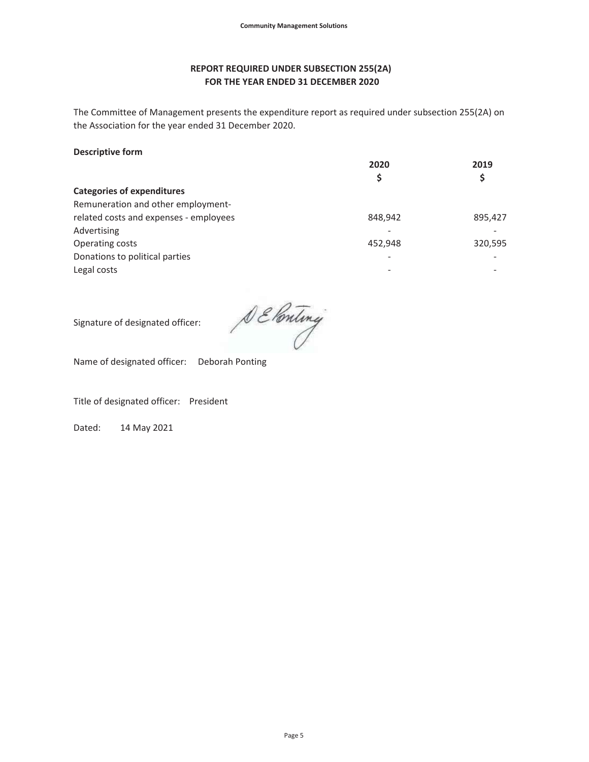## REPORT REQUIRED UNDER SUBSECTION 255(2A)
## FOR THE YEAR ENDED 31 DECEMBER 2020

The Committee of Management presents the expenditure report as required under subsection 255(2A) on the Association for the year ended 31 December 2020.

**Descriptive form**

| | 2020<br>$ | 2019<br>$ |
|---|---|---|
| **Categories of expenditures** | | |
| Remuneration and other employment-related costs and expenses - employees | 848,942 | 895,427 |
| Advertising | - | - |
| Operating costs | 452,948 | 320,595 |
| Donations to political parties | - | - |
| Legal costs | - | - |

Signature of designated officer: D E Ponting

Name of designated officer: Deborah Ponting

Title of designated officer: President

Dated: 14 May 2021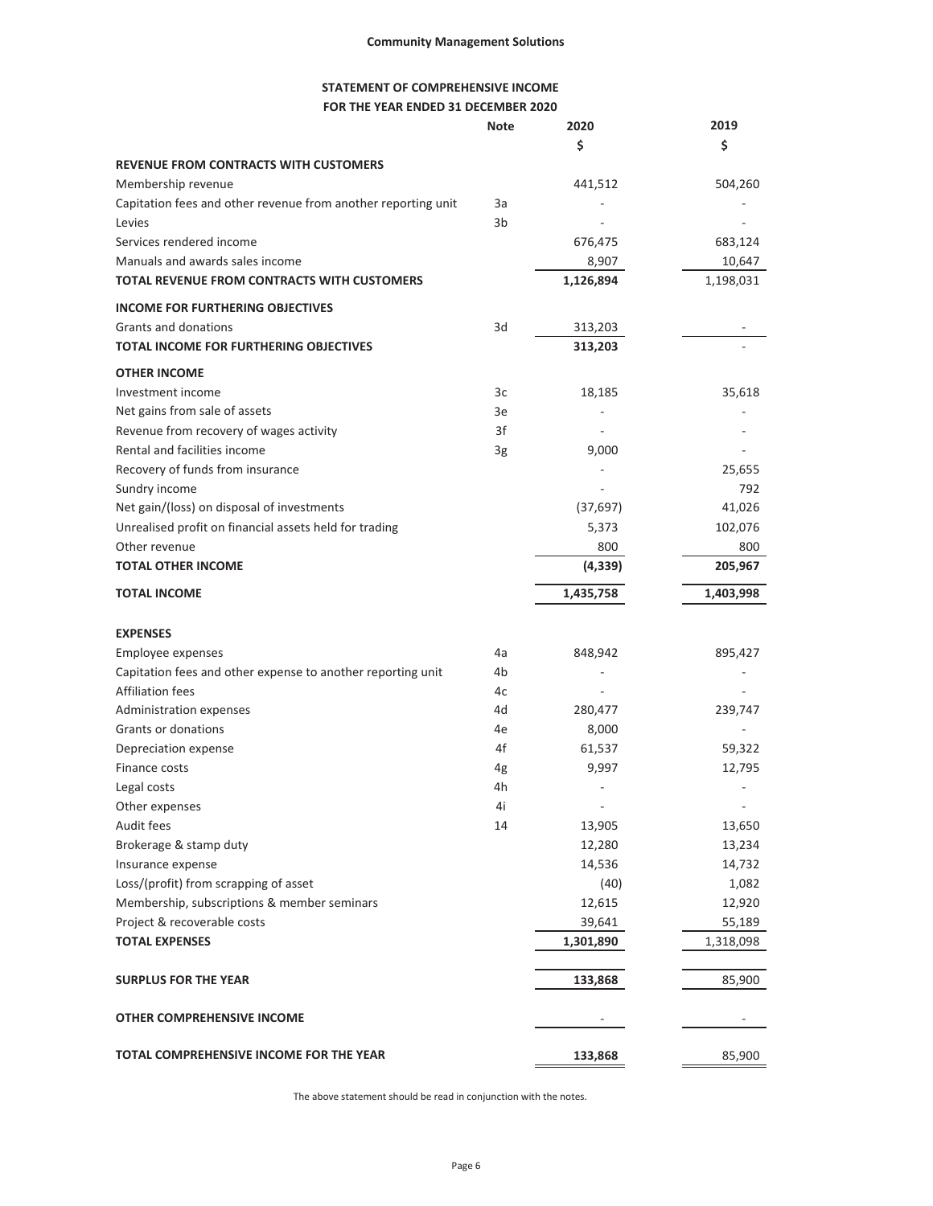**Community Management Solutions**

## STATEMENT OF COMPREHENSIVE INCOME
### FOR THE YEAR ENDED 31 DECEMBER 2020

| | Note | 2020 | 2019 |
|---|---|---|---|
| | | $ | $ |
| **REVENUE FROM CONTRACTS WITH CUSTOMERS** | | | |
| Membership revenue | | 441,512 | 504,260 |
| Capitation fees and other revenue from another reporting unit | 3a | - | - |
| Levies | 3b | - | - |
| Services rendered income | | 676,475 | 683,124 |
| Manuals and awards sales income | | 8,907 | 10,647 |
| **TOTAL REVENUE FROM CONTRACTS WITH CUSTOMERS** | | **1,126,894** | 1,198,031 |
| **INCOME FOR FURTHERING OBJECTIVES** | | | |
| Grants and donations | 3d | 313,203 | - |
| **TOTAL INCOME FOR FURTHERING OBJECTIVES** | | **313,203** | - |
| **OTHER INCOME** | | | |
| Investment income | 3c | 18,185 | 35,618 |
| Net gains from sale of assets | 3e | - | - |
| Revenue from recovery of wages activity | 3f | - | - |
| Rental and facilities income | 3g | 9,000 | - |
| Recovery of funds from insurance | | - | 25,655 |
| Sundry income | | - | 792 |
| Net gain/(loss) on disposal of investments | | (37,697) | 41,026 |
| Unrealised profit on financial assets held for trading | | 5,373 | 102,076 |
| Other revenue | | 800 | 800 |
| **TOTAL OTHER INCOME** | | **(4,339)** | **205,967** |
| **TOTAL INCOME** | | **1,435,758** | **1,403,998** |
| | | | |
| **EXPENSES** | | | |
| Employee expenses | 4a | 848,942 | 895,427 |
| Capitation fees and other expense to another reporting unit | 4b | - | - |
| Affiliation fees | 4c | - | - |
| Administration expenses | 4d | 280,477 | 239,747 |
| Grants or donations | 4e | 8,000 | - |
| Depreciation expense | 4f | 61,537 | 59,322 |
| Finance costs | 4g | 9,997 | 12,795 |
| Legal costs | 4h | - | - |
| Other expenses | 4i | - | - |
| Audit fees | 14 | 13,905 | 13,650 |
| Brokerage & stamp duty | | 12,280 | 13,234 |
| Insurance expense | | 14,536 | 14,732 |
| Loss/(profit) from scrapping of asset | | (40) | 1,082 |
| Membership, subscriptions & member seminars | | 12,615 | 12,920 |
| Project & recoverable costs | | 39,641 | 55,189 |
| **TOTAL EXPENSES** | | **1,301,890** | 1,318,098 |
| | | | |
| **SURPLUS FOR THE YEAR** | | **133,868** | 85,900 |
| | | | |
| **OTHER COMPREHENSIVE INCOME** | | - | - |
| | | | |
| **TOTAL COMPREHENSIVE INCOME FOR THE YEAR** | | **133,868** | 85,900 |

The above statement should be read in conjunction with the notes.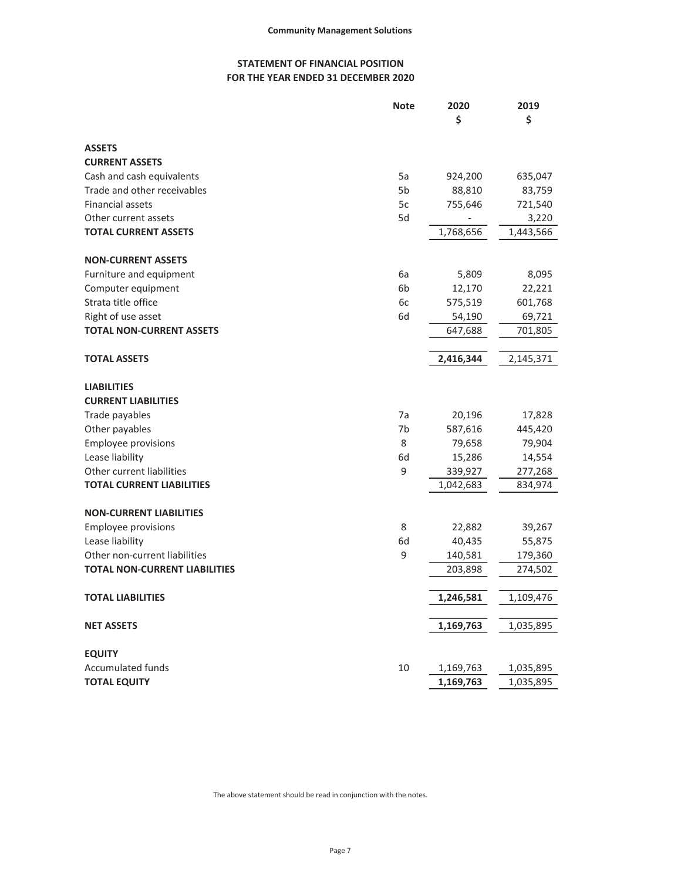**Community Management Solutions**

# STATEMENT OF FINANCIAL POSITION
## FOR THE YEAR ENDED 31 DECEMBER 2020

| | Note | 2020<br>$ | 2019<br>$ |
|---|---|---|---|
| **ASSETS** | | | |
| **CURRENT ASSETS** | | | |
| Cash and cash equivalents | 5a | 924,200 | 635,047 |
| Trade and other receivables | 5b | 88,810 | 83,759 |
| Financial assets | 5c | 755,646 | 721,540 |
| Other current assets | 5d | - | 3,220 |
| **TOTAL CURRENT ASSETS** | | 1,768,656 | 1,443,566 |
| **NON-CURRENT ASSETS** | | | |
| Furniture and equipment | 6a | 5,809 | 8,095 |
| Computer equipment | 6b | 12,170 | 22,221 |
| Strata title office | 6c | 575,519 | 601,768 |
| Right of use asset | 6d | 54,190 | 69,721 |
| **TOTAL NON-CURRENT ASSETS** | | 647,688 | 701,805 |
| **TOTAL ASSETS** | | **2,416,344** | 2,145,371 |
| **LIABILITIES** | | | |
| **CURRENT LIABILITIES** | | | |
| Trade payables | 7a | 20,196 | 17,828 |
| Other payables | 7b | 587,616 | 445,420 |
| Employee provisions | 8 | 79,658 | 79,904 |
| Lease liability | 6d | 15,286 | 14,554 |
| Other current liabilities | 9 | 339,927 | 277,268 |
| **TOTAL CURRENT LIABILITIES** | | 1,042,683 | 834,974 |
| **NON-CURRENT LIABILITIES** | | | |
| Employee provisions | 8 | 22,882 | 39,267 |
| Lease liability | 6d | 40,435 | 55,875 |
| Other non-current liabilities | 9 | 140,581 | 179,360 |
| **TOTAL NON-CURRENT LIABILITIES** | | 203,898 | 274,502 |
| **TOTAL LIABILITIES** | | **1,246,581** | 1,109,476 |
| **NET ASSETS** | | **1,169,763** | 1,035,895 |
| **EQUITY** | | | |
| Accumulated funds | 10 | 1,169,763 | 1,035,895 |
| **TOTAL EQUITY** | | **1,169,763** | 1,035,895 |

The above statement should be read in conjunction with the notes.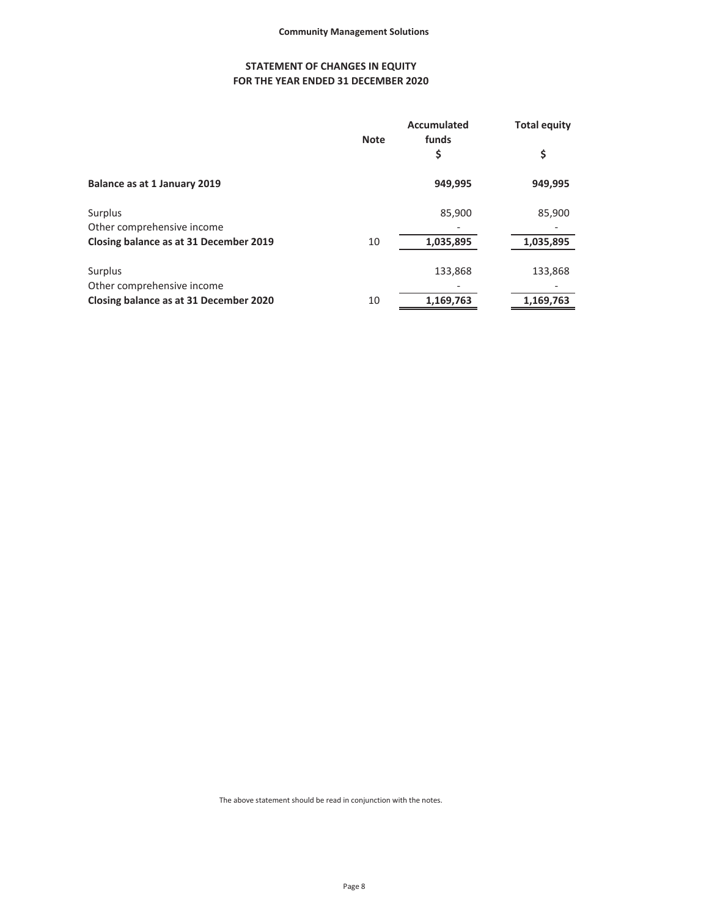**Community Management Solutions**

## STATEMENT OF CHANGES IN EQUITY
## FOR THE YEAR ENDED 31 DECEMBER 2020

| | Note | Accumulated funds | Total equity |
|---|---|---|---|
| | | $ | $ |
| **Balance as at 1 January 2019** | | **949,995** | **949,995** |
| Surplus | | 85,900 | 85,900 |
| Other comprehensive income | | - | - |
| **Closing balance as at 31 December 2019** | 10 | **1,035,895** | **1,035,895** |
| Surplus | | 133,868 | 133,868 |
| Other comprehensive income | | - | - |
| **Closing balance as at 31 December 2020** | 10 | **1,169,763** | **1,169,763** |

The above statement should be read in conjunction with the notes.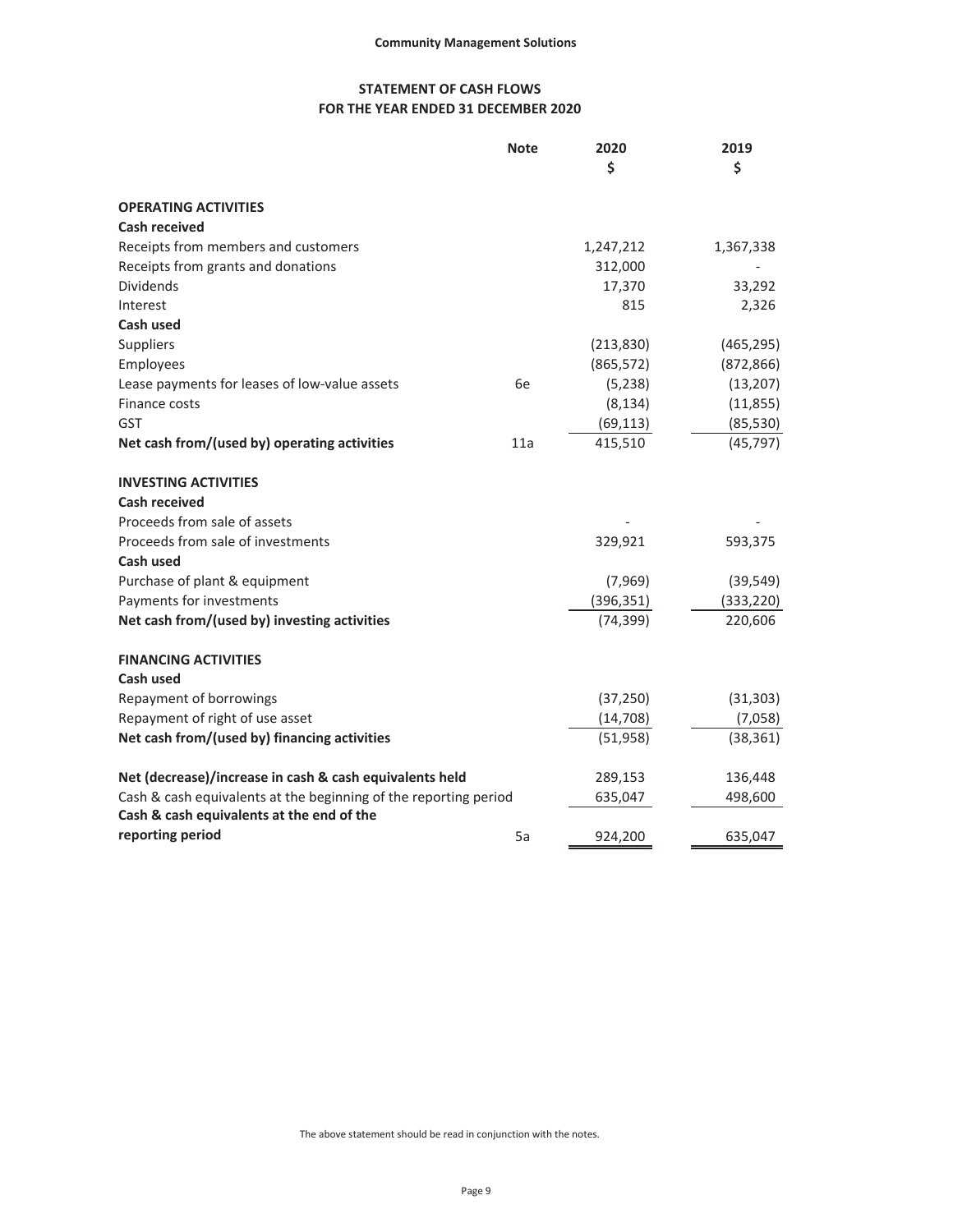**Community Management Solutions**

## STATEMENT OF CASH FLOWS
## FOR THE YEAR ENDED 31 DECEMBER 2020

| | Note | 2020<br>$ | 2019<br>$ |
|---|---|---|---|
| **OPERATING ACTIVITIES** | | | |
| **Cash received** | | | |
| Receipts from members and customers | | 1,247,212 | 1,367,338 |
| Receipts from grants and donations | | 312,000 | - |
| Dividends | | 17,370 | 33,292 |
| Interest | | 815 | 2,326 |
| **Cash used** | | | |
| Suppliers | | (213,830) | (465,295) |
| Employees | | (865,572) | (872,866) |
| Lease payments for leases of low-value assets | 6e | (5,238) | (13,207) |
| Finance costs | | (8,134) | (11,855) |
| GST | | (69,113) | (85,530) |
| **Net cash from/(used by) operating activities** | 11a | 415,510 | (45,797) |
| | | | |
| **INVESTING ACTIVITIES** | | | |
| **Cash received** | | | |
| Proceeds from sale of assets | | - | - |
| Proceeds from sale of investments | | 329,921 | 593,375 |
| **Cash used** | | | |
| Purchase of plant & equipment | | (7,969) | (39,549) |
| Payments for investments | | (396,351) | (333,220) |
| **Net cash from/(used by) investing activities** | | (74,399) | 220,606 |
| | | | |
| **FINANCING ACTIVITIES** | | | |
| **Cash used** | | | |
| Repayment of borrowings | | (37,250) | (31,303) |
| Repayment of right of use asset | | (14,708) | (7,058) |
| **Net cash from/(used by) financing activities** | | (51,958) | (38,361) |
| | | | |
| **Net (decrease)/increase in cash & cash equivalents held** | | 289,153 | 136,448 |
| Cash & cash equivalents at the beginning of the reporting period | | 635,047 | 498,600 |
| **Cash & cash equivalents at the end of the reporting period** | 5a | 924,200 | 635,047 |

The above statement should be read in conjunction with the notes.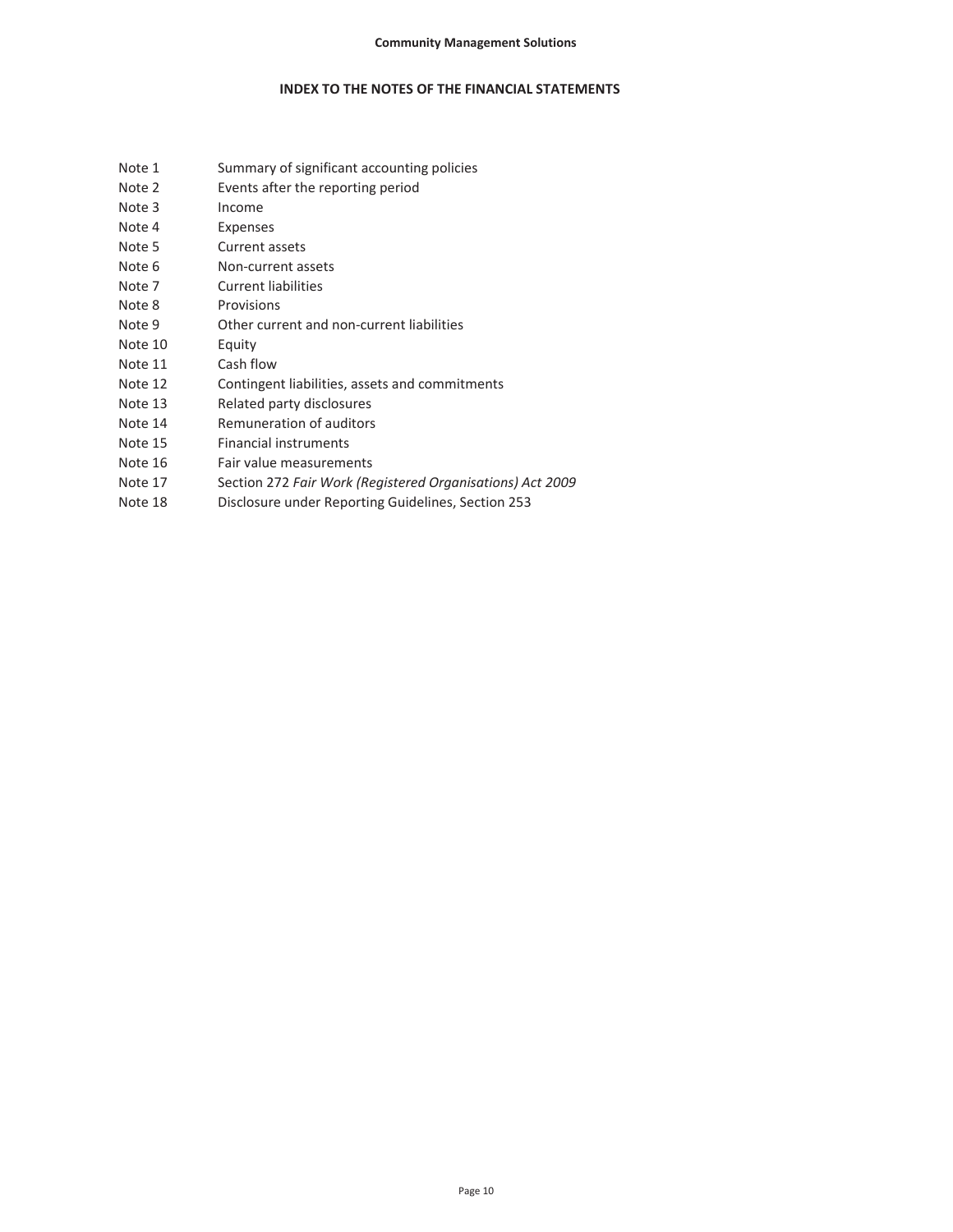## INDEX TO THE NOTES OF THE FINANCIAL STATEMENTS

| | |
|---|---|
| Note 1 | Summary of significant accounting policies |
| Note 2 | Events after the reporting period |
| Note 3 | Income |
| Note 4 | Expenses |
| Note 5 | Current assets |
| Note 6 | Non-current assets |
| Note 7 | Current liabilities |
| Note 8 | Provisions |
| Note 9 | Other current and non-current liabilities |
| Note 10 | Equity |
| Note 11 | Cash flow |
| Note 12 | Contingent liabilities, assets and commitments |
| Note 13 | Related party disclosures |
| Note 14 | Remuneration of auditors |
| Note 15 | Financial instruments |
| Note 16 | Fair value measurements |
| Note 17 | Section 272 *Fair Work (Registered Organisations) Act 2009* |
| Note 18 | Disclosure under Reporting Guidelines, Section 253 |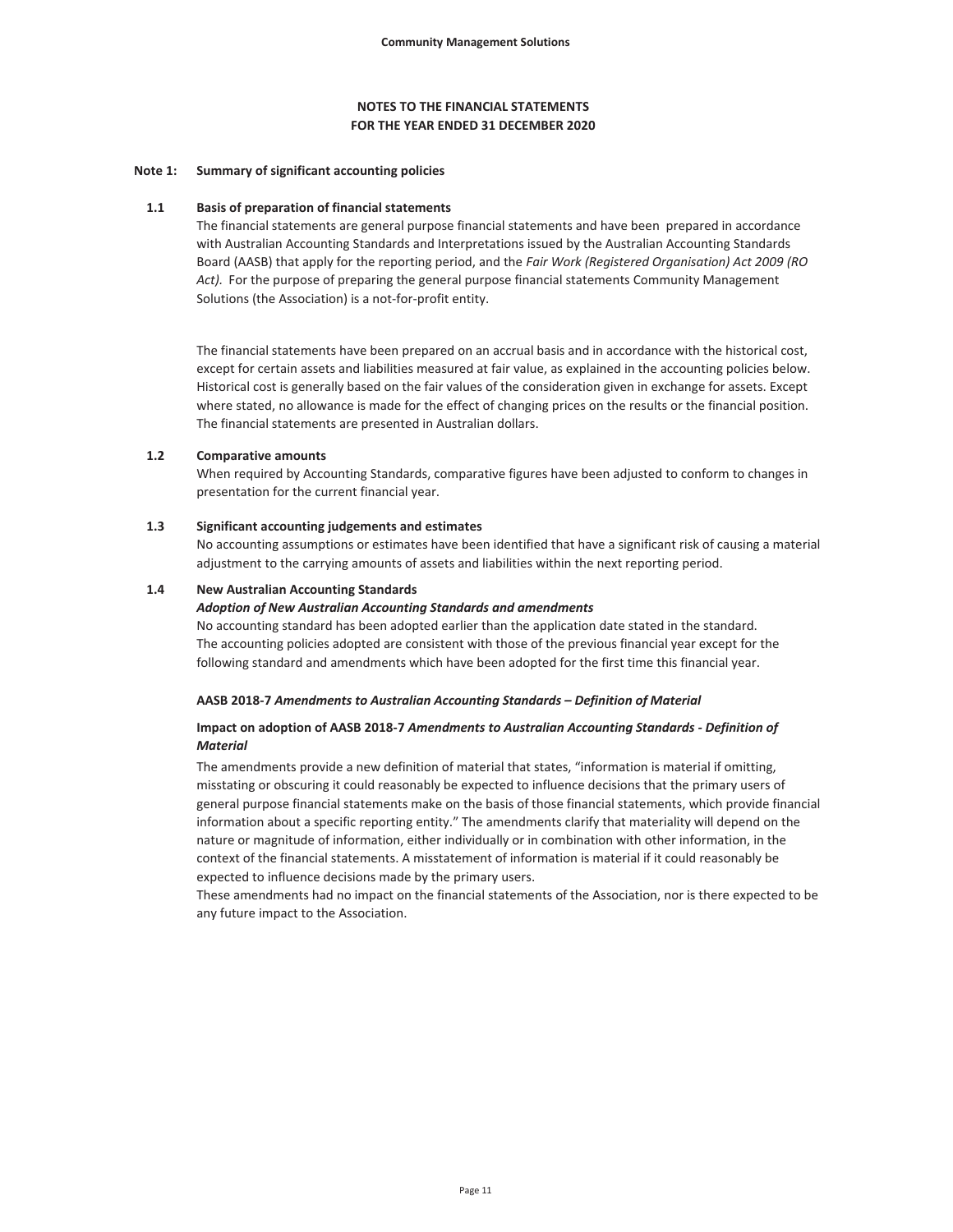# NOTES TO THE FINANCIAL STATEMENTS
## FOR THE YEAR ENDED 31 DECEMBER 2020

## Note 1: Summary of significant accounting policies

### 1.1 Basis of preparation of financial statements

The financial statements are general purpose financial statements and have been prepared in accordance with Australian Accounting Standards and Interpretations issued by the Australian Accounting Standards Board (AASB) that apply for the reporting period, and the *Fair Work (Registered Organisation) Act 2009 (RO Act).* For the purpose of preparing the general purpose financial statements Community Management Solutions (the Association) is a not-for-profit entity.

The financial statements have been prepared on an accrual basis and in accordance with the historical cost, except for certain assets and liabilities measured at fair value, as explained in the accounting policies below. Historical cost is generally based on the fair values of the consideration given in exchange for assets. Except where stated, no allowance is made for the effect of changing prices on the results or the financial position. The financial statements are presented in Australian dollars.

### 1.2 Comparative amounts

When required by Accounting Standards, comparative figures have been adjusted to conform to changes in presentation for the current financial year.

### 1.3 Significant accounting judgements and estimates

No accounting assumptions or estimates have been identified that have a significant risk of causing a material adjustment to the carrying amounts of assets and liabilities within the next reporting period.

### 1.4 New Australian Accounting Standards

***Adoption of New Australian Accounting Standards and amendments***

No accounting standard has been adopted earlier than the application date stated in the standard. The accounting policies adopted are consistent with those of the previous financial year except for the following standard and amendments which have been adopted for the first time this financial year.

**AASB 2018-7 *Amendments to Australian Accounting Standards – Definition of Material***

**Impact on adoption of AASB 2018-7 *Amendments to Australian Accounting Standards - Definition of Material***

The amendments provide a new definition of material that states, "information is material if omitting, misstating or obscuring it could reasonably be expected to influence decisions that the primary users of general purpose financial statements make on the basis of those financial statements, which provide financial information about a specific reporting entity." The amendments clarify that materiality will depend on the nature or magnitude of information, either individually or in combination with other information, in the context of the financial statements. A misstatement of information is material if it could reasonably be expected to influence decisions made by the primary users.

These amendments had no impact on the financial statements of the Association, nor is there expected to be any future impact to the Association.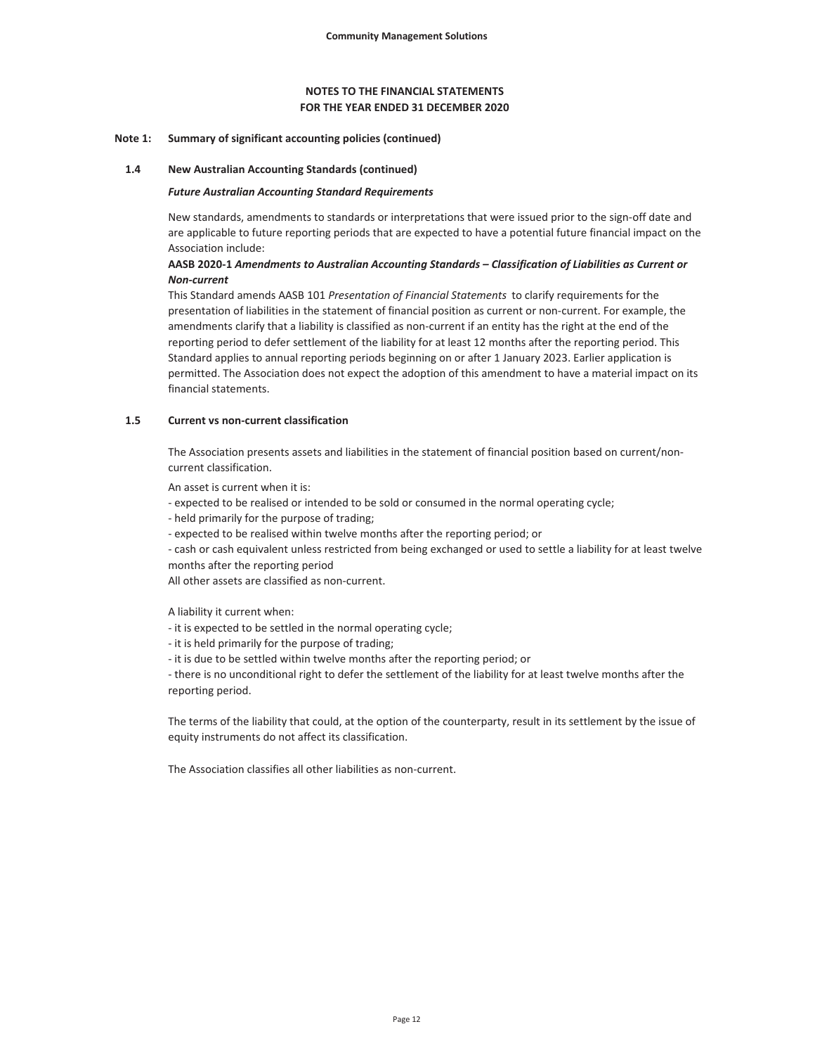## NOTES TO THE FINANCIAL STATEMENTS
## FOR THE YEAR ENDED 31 DECEMBER 2020

### Note 1: Summary of significant accounting policies (continued)

#### 1.4 New Australian Accounting Standards (continued)

***Future Australian Accounting Standard Requirements***

New standards, amendments to standards or interpretations that were issued prior to the sign-off date and are applicable to future reporting periods that are expected to have a potential future financial impact on the Association include:

**AASB 2020-1 *Amendments to Australian Accounting Standards – Classification of Liabilities as Current or Non-current***

This Standard amends AASB 101 *Presentation of Financial Statements* to clarify requirements for the presentation of liabilities in the statement of financial position as current or non-current. For example, the amendments clarify that a liability is classified as non-current if an entity has the right at the end of the reporting period to defer settlement of the liability for at least 12 months after the reporting period. This Standard applies to annual reporting periods beginning on or after 1 January 2023. Earlier application is permitted. The Association does not expect the adoption of this amendment to have a material impact on its financial statements.

#### 1.5 Current vs non-current classification

The Association presents assets and liabilities in the statement of financial position based on current/non-current classification.

An asset is current when it is:

- expected to be realised or intended to be sold or consumed in the normal operating cycle;
- held primarily for the purpose of trading;
- expected to be realised within twelve months after the reporting period; or
- cash or cash equivalent unless restricted from being exchanged or used to settle a liability for at least twelve months after the reporting period

All other assets are classified as non-current.

A liability it current when:

- it is expected to be settled in the normal operating cycle;
- it is held primarily for the purpose of trading;
- it is due to be settled within twelve months after the reporting period; or
- there is no unconditional right to defer the settlement of the liability for at least twelve months after the reporting period.

The terms of the liability that could, at the option of the counterparty, result in its settlement by the issue of equity instruments do not affect its classification.

The Association classifies all other liabilities as non-current.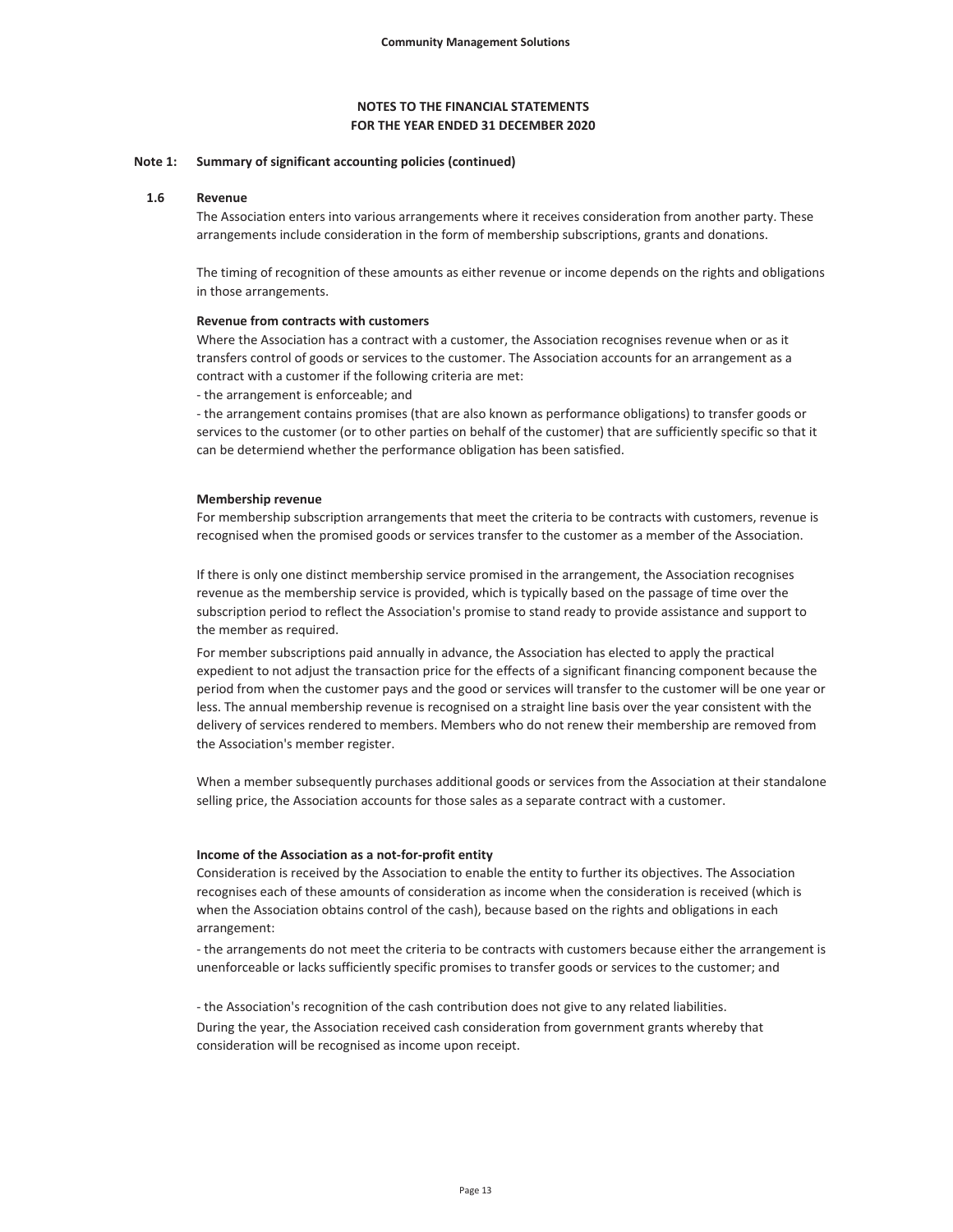## NOTES TO THE FINANCIAL STATEMENTS
## FOR THE YEAR ENDED 31 DECEMBER 2020

### Note 1: Summary of significant accounting policies (continued)

#### 1.6 Revenue

The Association enters into various arrangements where it receives consideration from another party. These arrangements include consideration in the form of membership subscriptions, grants and donations.

The timing of recognition of these amounts as either revenue or income depends on the rights and obligations in those arrangements.

**Revenue from contracts with customers**

Where the Association has a contract with a customer, the Association recognises revenue when or as it transfers control of goods or services to the customer. The Association accounts for an arrangement as a contract with a customer if the following criteria are met:

- the arrangement is enforceable; and
- the arrangement contains promises (that are also known as performance obligations) to transfer goods or services to the customer (or to other parties on behalf of the customer) that are sufficiently specific so that it can be determiend whether the performance obligation has been satisfied.

**Membership revenue**

For membership subscription arrangements that meet the criteria to be contracts with customers, revenue is recognised when the promised goods or services transfer to the customer as a member of the Association.

If there is only one distinct membership service promised in the arrangement, the Association recognises revenue as the membership service is provided, which is typically based on the passage of time over the subscription period to reflect the Association's promise to stand ready to provide assistance and support to the member as required.

For member subscriptions paid annually in advance, the Association has elected to apply the practical expedient to not adjust the transaction price for the effects of a significant financing component because the period from when the customer pays and the good or services will transfer to the customer will be one year or less. The annual membership revenue is recognised on a straight line basis over the year consistent with the delivery of services rendered to members. Members who do not renew their membership are removed from the Association's member register.

When a member subsequently purchases additional goods or services from the Association at their standalone selling price, the Association accounts for those sales as a separate contract with a customer.

**Income of the Association as a not-for-profit entity**

Consideration is received by the Association to enable the entity to further its objectives. The Association recognises each of these amounts of consideration as income when the consideration is received (which is when the Association obtains control of the cash), because based on the rights and obligations in each arrangement:

- the arrangements do not meet the criteria to be contracts with customers because either the arrangement is unenforceable or lacks sufficiently specific promises to transfer goods or services to the customer; and

- the Association's recognition of the cash contribution does not give to any related liabilities.

During the year, the Association received cash consideration from government grants whereby that consideration will be recognised as income upon receipt.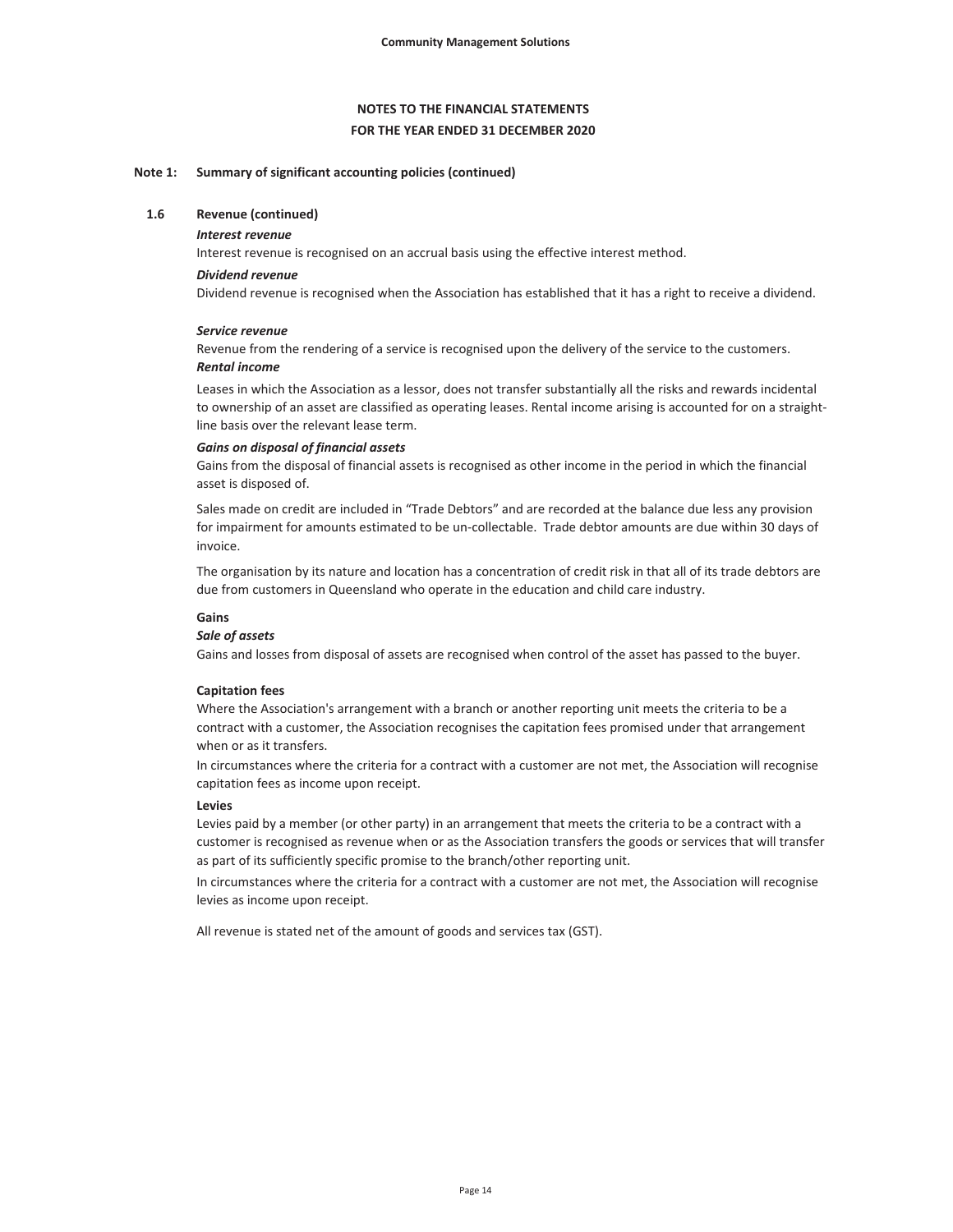## NOTES TO THE FINANCIAL STATEMENTS
## FOR THE YEAR ENDED 31 DECEMBER 2020

### Note 1: Summary of significant accounting policies (continued)

#### 1.6 Revenue (continued)

***Interest revenue***

Interest revenue is recognised on an accrual basis using the effective interest method.

***Dividend revenue***

Dividend revenue is recognised when the Association has established that it has a right to receive a dividend.

***Service revenue***

Revenue from the rendering of a service is recognised upon the delivery of the service to the customers.

***Rental income***

Leases in which the Association as a lessor, does not transfer substantially all the risks and rewards incidental to ownership of an asset are classified as operating leases. Rental income arising is accounted for on a straight-line basis over the relevant lease term.

***Gains on disposal of financial assets***

Gains from the disposal of financial assets is recognised as other income in the period in which the financial asset is disposed of.

Sales made on credit are included in "Trade Debtors" and are recorded at the balance due less any provision for impairment for amounts estimated to be un-collectable. Trade debtor amounts are due within 30 days of invoice.

The organisation by its nature and location has a concentration of credit risk in that all of its trade debtors are due from customers in Queensland who operate in the education and child care industry.

**Gains**

***Sale of assets***

Gains and losses from disposal of assets are recognised when control of the asset has passed to the buyer.

**Capitation fees**

Where the Association's arrangement with a branch or another reporting unit meets the criteria to be a contract with a customer, the Association recognises the capitation fees promised under that arrangement when or as it transfers.

In circumstances where the criteria for a contract with a customer are not met, the Association will recognise capitation fees as income upon receipt.

**Levies**

Levies paid by a member (or other party) in an arrangement that meets the criteria to be a contract with a customer is recognised as revenue when or as the Association transfers the goods or services that will transfer as part of its sufficiently specific promise to the branch/other reporting unit.

In circumstances where the criteria for a contract with a customer are not met, the Association will recognise levies as income upon receipt.

All revenue is stated net of the amount of goods and services tax (GST).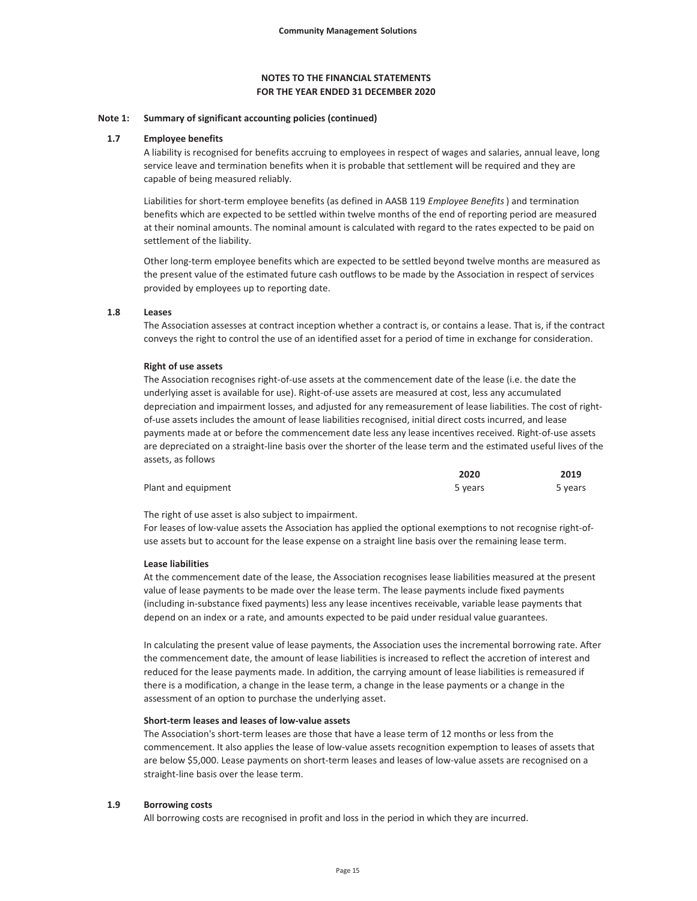# NOTES TO THE FINANCIAL STATEMENTS
# FOR THE YEAR ENDED 31 DECEMBER 2020

## Note 1: Summary of significant accounting policies (continued)

### 1.7 Employee benefits

A liability is recognised for benefits accruing to employees in respect of wages and salaries, annual leave, long service leave and termination benefits when it is probable that settlement will be required and they are capable of being measured reliably.

Liabilities for short-term employee benefits (as defined in AASB 119 *Employee Benefits* ) and termination benefits which are expected to be settled within twelve months of the end of reporting period are measured at their nominal amounts. The nominal amount is calculated with regard to the rates expected to be paid on settlement of the liability.

Other long-term employee benefits which are expected to be settled beyond twelve months are measured as the present value of the estimated future cash outflows to be made by the Association in respect of services provided by employees up to reporting date.

### 1.8 Leases

The Association assesses at contract inception whether a contract is, or contains a lease. That is, if the contract conveys the right to control the use of an identified asset for a period of time in exchange for consideration.

**Right of use assets**

The Association recognises right-of-use assets at the commencement date of the lease (i.e. the date the underlying asset is available for use). Right-of-use assets are measured at cost, less any accumulated depreciation and impairment losses, and adjusted for any remeasurement of lease liabilities. The cost of right-of-use assets includes the amount of lease liabilities recognised, initial direct costs incurred, and lease payments made at or before the commencement date less any lease incentives received. Right-of-use assets are depreciated on a straight-line basis over the shorter of the lease term and the estimated useful lives of the assets, as follows

| | 2020 | 2019 |
|---|---|---|
| Plant and equipment | 5 years | 5 years |

The right of use asset is also subject to impairment.

For leases of low-value assets the Association has applied the optional exemptions to not recognise right-of-use assets but to account for the lease expense on a straight line basis over the remaining lease term.

**Lease liabilities**

At the commencement date of the lease, the Association recognises lease liabilities measured at the present value of lease payments to be made over the lease term. The lease payments include fixed payments (including in-substance fixed payments) less any lease incentives receivable, variable lease payments that depend on an index or a rate, and amounts expected to be paid under residual value guarantees.

In calculating the present value of lease payments, the Association uses the incremental borrowing rate. After the commencement date, the amount of lease liabilities is increased to reflect the accretion of interest and reduced for the lease payments made. In addition, the carrying amount of lease liabilities is remeasured if there is a modification, a change in the lease term, a change in the lease payments or a change in the assessment of an option to purchase the underlying asset.

**Short-term leases and leases of low-value assets**

The Association's short-term leases are those that have a lease term of 12 months or less from the commencement. It also applies the lease of low-value assets recognition expemption to leases of assets that are below $5,000. Lease payments on short-term leases and leases of low-value assets are recognised on a straight-line basis over the lease term.

### 1.9 Borrowing costs

All borrowing costs are recognised in profit and loss in the period in which they are incurred.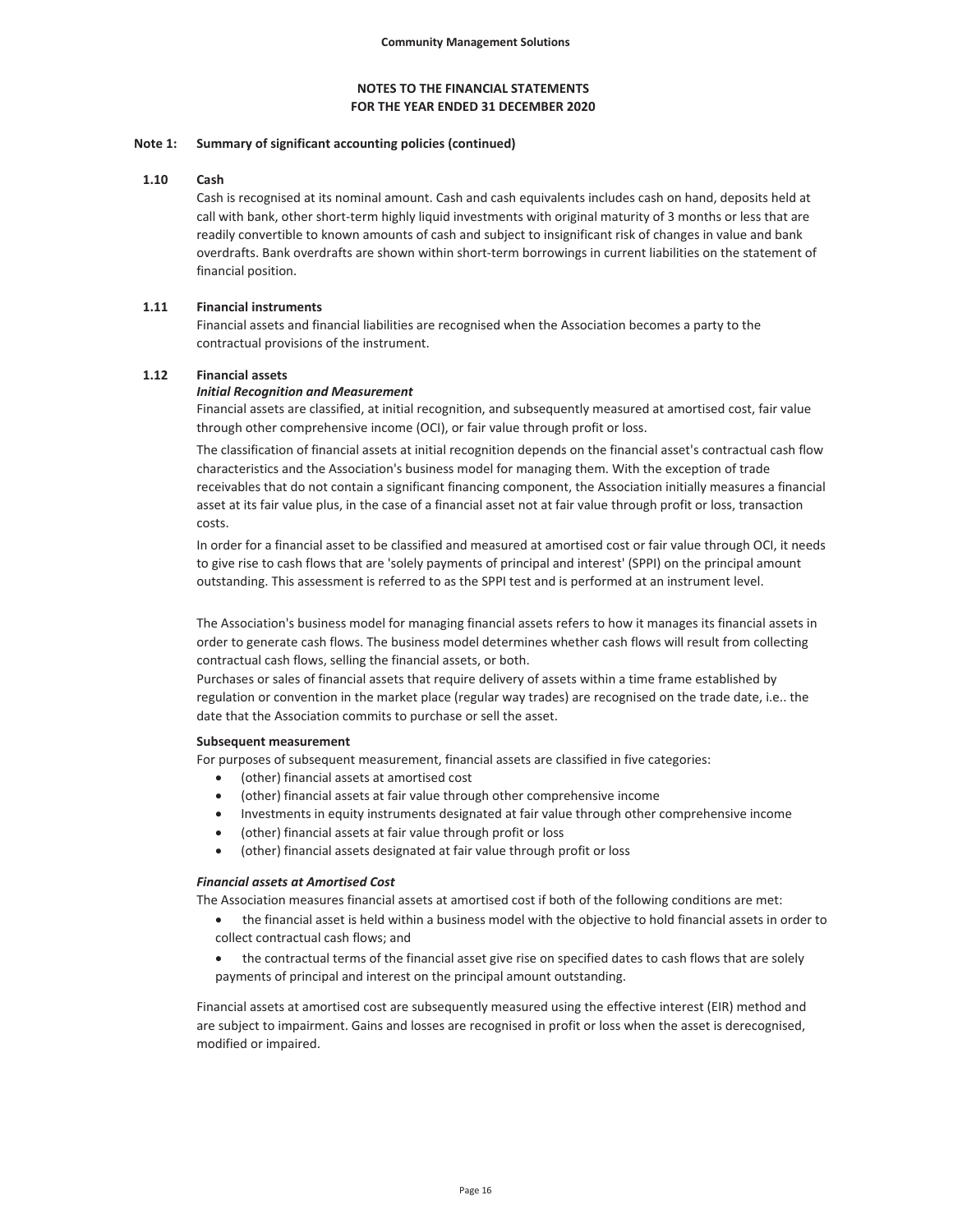**NOTES TO THE FINANCIAL STATEMENTS**
**FOR THE YEAR ENDED 31 DECEMBER 2020**

**Note 1: Summary of significant accounting policies (continued)**

**1.10 Cash**

Cash is recognised at its nominal amount. Cash and cash equivalents includes cash on hand, deposits held at call with bank, other short-term highly liquid investments with original maturity of 3 months or less that are readily convertible to known amounts of cash and subject to insignificant risk of changes in value and bank overdrafts. Bank overdrafts are shown within short-term borrowings in current liabilities on the statement of financial position.

**1.11 Financial instruments**

Financial assets and financial liabilities are recognised when the Association becomes a party to the contractual provisions of the instrument.

**1.12 Financial assets**

***Initial Recognition and Measurement***

Financial assets are classified, at initial recognition, and subsequently measured at amortised cost, fair value through other comprehensive income (OCI), or fair value through profit or loss.

The classification of financial assets at initial recognition depends on the financial asset's contractual cash flow characteristics and the Association's business model for managing them. With the exception of trade receivables that do not contain a significant financing component, the Association initially measures a financial asset at its fair value plus, in the case of a financial asset not at fair value through profit or loss, transaction costs.

In order for a financial asset to be classified and measured at amortised cost or fair value through OCI, it needs to give rise to cash flows that are 'solely payments of principal and interest' (SPPI) on the principal amount outstanding. This assessment is referred to as the SPPI test and is performed at an instrument level.

The Association's business model for managing financial assets refers to how it manages its financial assets in order to generate cash flows. The business model determines whether cash flows will result from collecting contractual cash flows, selling the financial assets, or both.
Purchases or sales of financial assets that require delivery of assets within a time frame established by regulation or convention in the market place (regular way trades) are recognised on the trade date, i.e.. the date that the Association commits to purchase or sell the asset.

**Subsequent measurement**

For purposes of subsequent measurement, financial assets are classified in five categories:

- (other) financial assets at amortised cost
- (other) financial assets at fair value through other comprehensive income
- Investments in equity instruments designated at fair value through other comprehensive income
- (other) financial assets at fair value through profit or loss
- (other) financial assets designated at fair value through profit or loss

***Financial assets at Amortised Cost***

The Association measures financial assets at amortised cost if both of the following conditions are met:

- the financial asset is held within a business model with the objective to hold financial assets in order to collect contractual cash flows; and
- the contractual terms of the financial asset give rise on specified dates to cash flows that are solely payments of principal and interest on the principal amount outstanding.

Financial assets at amortised cost are subsequently measured using the effective interest (EIR) method and are subject to impairment. Gains and losses are recognised in profit or loss when the asset is derecognised, modified or impaired.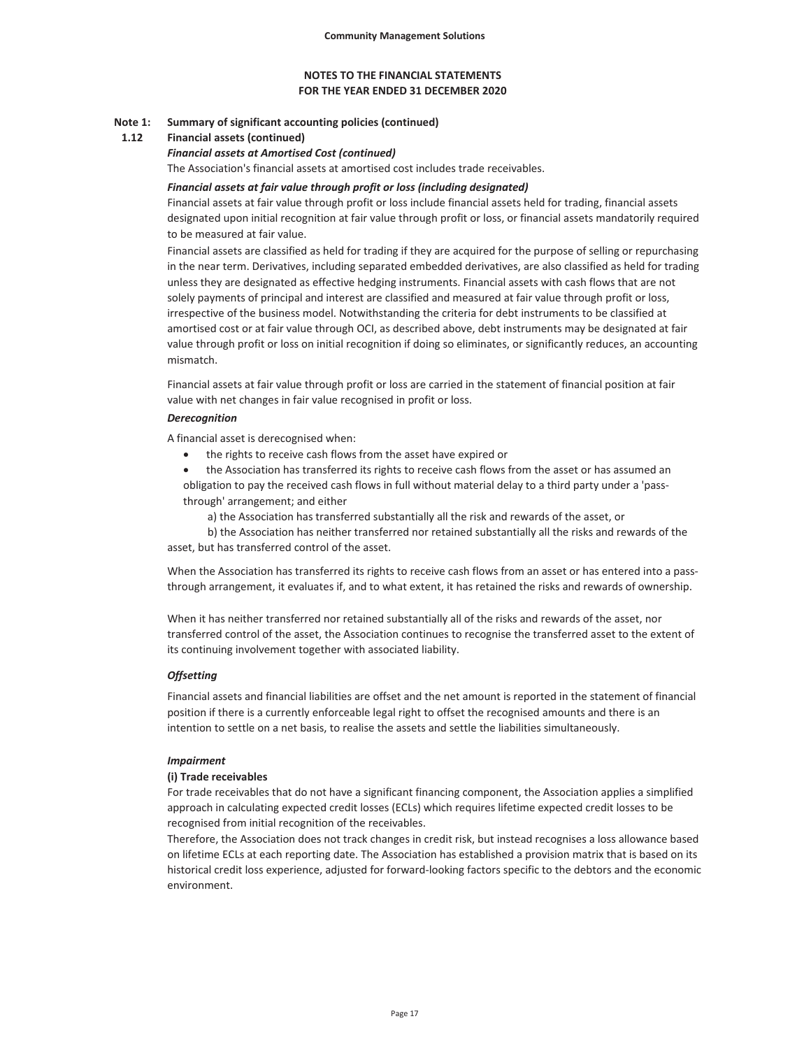Community Management Solutions

## NOTES TO THE FINANCIAL STATEMENTS
## FOR THE YEAR ENDED 31 DECEMBER 2020

**Note 1: Summary of significant accounting policies (continued)**

**1.12 Financial assets (continued)**

***Financial assets at Amortised Cost (continued)***

The Association's financial assets at amortised cost includes trade receivables.

***Financial assets at fair value through profit or loss (including designated)***

Financial assets at fair value through profit or loss include financial assets held for trading, financial assets designated upon initial recognition at fair value through profit or loss, or financial assets mandatorily required to be measured at fair value.

Financial assets are classified as held for trading if they are acquired for the purpose of selling or repurchasing in the near term. Derivatives, including separated embedded derivatives, are also classified as held for trading unless they are designated as effective hedging instruments. Financial assets with cash flows that are not solely payments of principal and interest are classified and measured at fair value through profit or loss, irrespective of the business model. Notwithstanding the criteria for debt instruments to be classified at amortised cost or at fair value through OCI, as described above, debt instruments may be designated at fair value through profit or loss on initial recognition if doing so eliminates, or significantly reduces, an accounting mismatch.

Financial assets at fair value through profit or loss are carried in the statement of financial position at fair value with net changes in fair value recognised in profit or loss.

***Derecognition***

A financial asset is derecognised when:

- the rights to receive cash flows from the asset have expired or
- the Association has transferred its rights to receive cash flows from the asset or has assumed an obligation to pay the received cash flows in full without material delay to a third party under a 'pass-through' arrangement; and either

  a) the Association has transferred substantially all the risk and rewards of the asset, or

  b) the Association has neither transferred nor retained substantially all the risks and rewards of the asset, but has transferred control of the asset.

When the Association has transferred its rights to receive cash flows from an asset or has entered into a pass-through arrangement, it evaluates if, and to what extent, it has retained the risks and rewards of ownership.

When it has neither transferred nor retained substantially all of the risks and rewards of the asset, nor transferred control of the asset, the Association continues to recognise the transferred asset to the extent of its continuing involvement together with associated liability.

***Offsetting***

Financial assets and financial liabilities are offset and the net amount is reported in the statement of financial position if there is a currently enforceable legal right to offset the recognised amounts and there is an intention to settle on a net basis, to realise the assets and settle the liabilities simultaneously.

***Impairment***

**(i) Trade receivables**

For trade receivables that do not have a significant financing component, the Association applies a simplified approach in calculating expected credit losses (ECLs) which requires lifetime expected credit losses to be recognised from initial recognition of the receivables.

Therefore, the Association does not track changes in credit risk, but instead recognises a loss allowance based on lifetime ECLs at each reporting date. The Association has established a provision matrix that is based on its historical credit loss experience, adjusted for forward-looking factors specific to the debtors and the economic environment.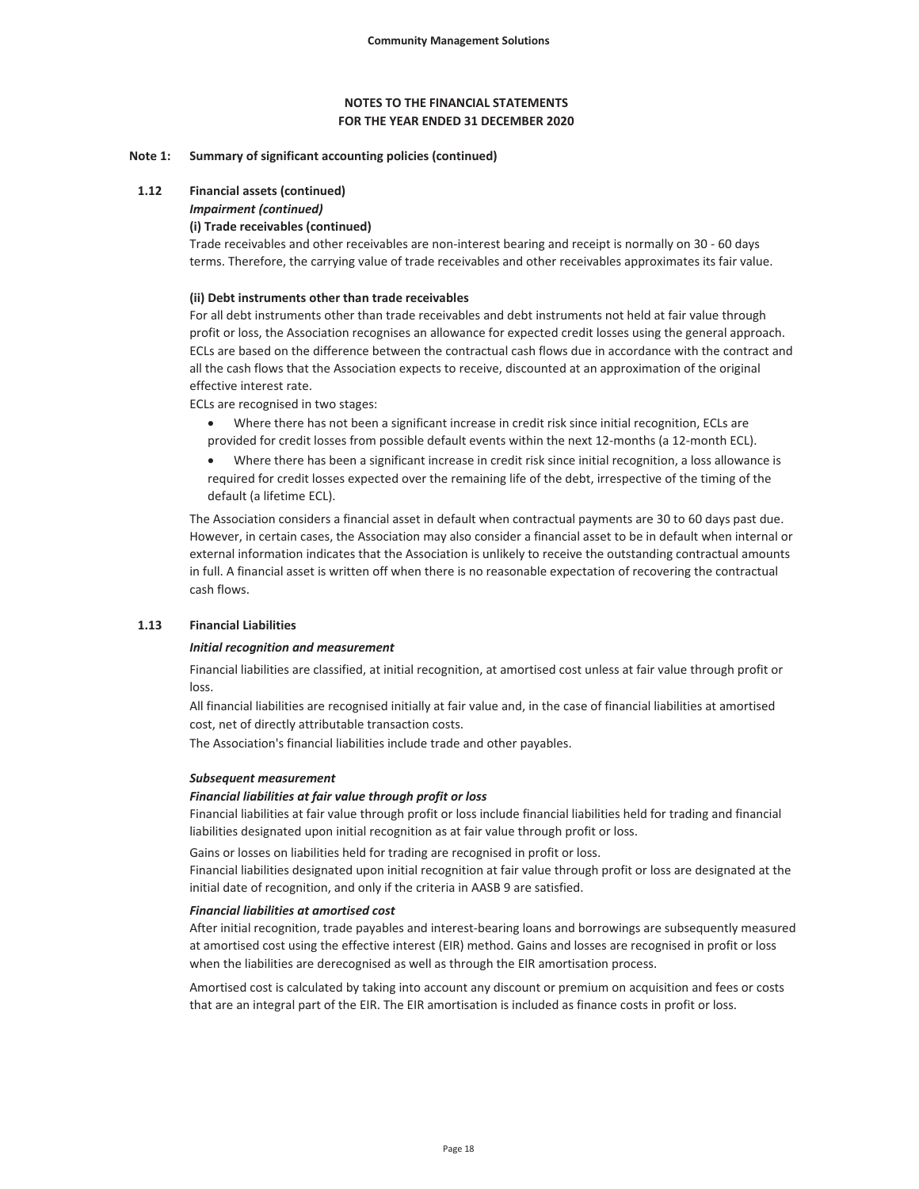# NOTES TO THE FINANCIAL STATEMENTS
# FOR THE YEAR ENDED 31 DECEMBER 2020

## Note 1: Summary of significant accounting policies (continued)

### 1.12 Financial assets (continued)

***Impairment (continued)***

**(i) Trade receivables (continued)**

Trade receivables and other receivables are non-interest bearing and receipt is normally on 30 - 60 days terms. Therefore, the carrying value of trade receivables and other receivables approximates its fair value.

**(ii) Debt instruments other than trade receivables**

For all debt instruments other than trade receivables and debt instruments not held at fair value through profit or loss, the Association recognises an allowance for expected credit losses using the general approach. ECLs are based on the difference between the contractual cash flows due in accordance with the contract and all the cash flows that the Association expects to receive, discounted at an approximation of the original effective interest rate.

ECLs are recognised in two stages:

- Where there has not been a significant increase in credit risk since initial recognition, ECLs are provided for credit losses from possible default events within the next 12-months (a 12-month ECL).
- Where there has been a significant increase in credit risk since initial recognition, a loss allowance is required for credit losses expected over the remaining life of the debt, irrespective of the timing of the default (a lifetime ECL).

The Association considers a financial asset in default when contractual payments are 30 to 60 days past due. However, in certain cases, the Association may also consider a financial asset to be in default when internal or external information indicates that the Association is unlikely to receive the outstanding contractual amounts in full. A financial asset is written off when there is no reasonable expectation of recovering the contractual cash flows.

### 1.13 Financial Liabilities

***Initial recognition and measurement***

Financial liabilities are classified, at initial recognition, at amortised cost unless at fair value through profit or loss.

All financial liabilities are recognised initially at fair value and, in the case of financial liabilities at amortised cost, net of directly attributable transaction costs.

The Association's financial liabilities include trade and other payables.

***Subsequent measurement***

***Financial liabilities at fair value through profit or loss***

Financial liabilities at fair value through profit or loss include financial liabilities held for trading and financial liabilities designated upon initial recognition as at fair value through profit or loss.

Gains or losses on liabilities held for trading are recognised in profit or loss.

Financial liabilities designated upon initial recognition at fair value through profit or loss are designated at the initial date of recognition, and only if the criteria in AASB 9 are satisfied.

***Financial liabilities at amortised cost***

After initial recognition, trade payables and interest-bearing loans and borrowings are subsequently measured at amortised cost using the effective interest (EIR) method. Gains and losses are recognised in profit or loss when the liabilities are derecognised as well as through the EIR amortisation process.

Amortised cost is calculated by taking into account any discount or premium on acquisition and fees or costs that are an integral part of the EIR. The EIR amortisation is included as finance costs in profit or loss.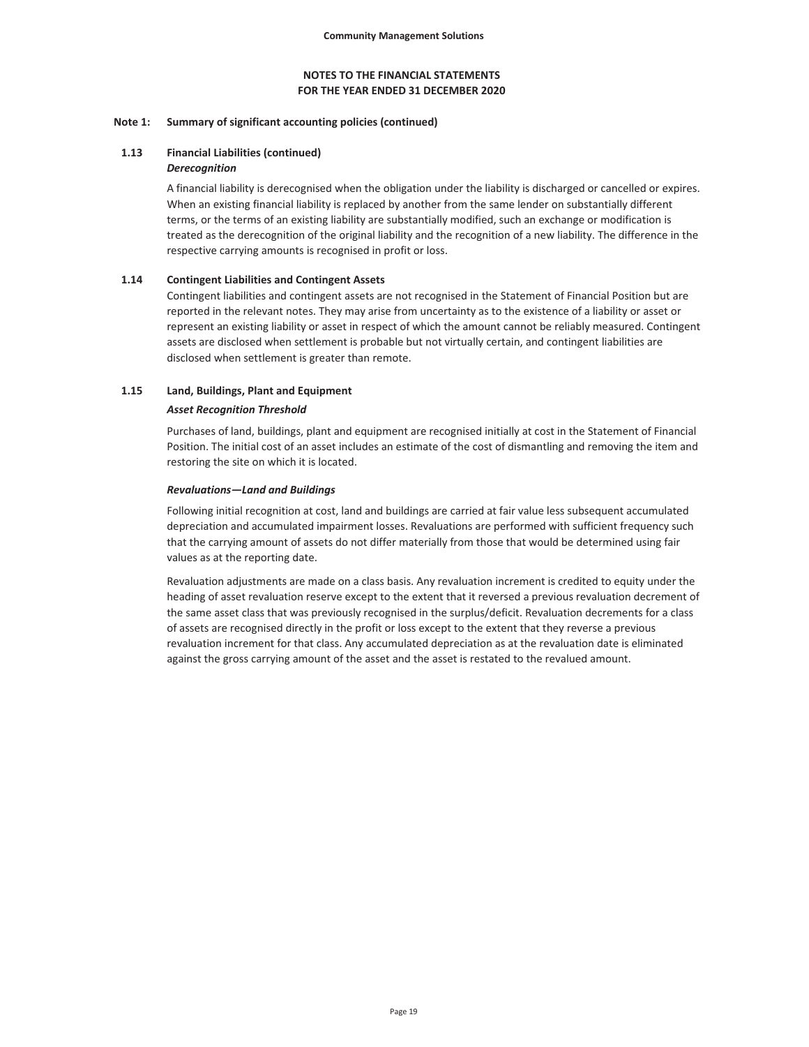## NOTES TO THE FINANCIAL STATEMENTS
## FOR THE YEAR ENDED 31 DECEMBER 2020

### Note 1: Summary of significant accounting policies (continued)

#### 1.13 Financial Liabilities (continued)

***Derecognition***

A financial liability is derecognised when the obligation under the liability is discharged or cancelled or expires. When an existing financial liability is replaced by another from the same lender on substantially different terms, or the terms of an existing liability are substantially modified, such an exchange or modification is treated as the derecognition of the original liability and the recognition of a new liability. The difference in the respective carrying amounts is recognised in profit or loss.

#### 1.14 Contingent Liabilities and Contingent Assets

Contingent liabilities and contingent assets are not recognised in the Statement of Financial Position but are reported in the relevant notes. They may arise from uncertainty as to the existence of a liability or asset or represent an existing liability or asset in respect of which the amount cannot be reliably measured. Contingent assets are disclosed when settlement is probable but not virtually certain, and contingent liabilities are disclosed when settlement is greater than remote.

#### 1.15 Land, Buildings, Plant and Equipment

***Asset Recognition Threshold***

Purchases of land, buildings, plant and equipment are recognised initially at cost in the Statement of Financial Position. The initial cost of an asset includes an estimate of the cost of dismantling and removing the item and restoring the site on which it is located.

***Revaluations—Land and Buildings***

Following initial recognition at cost, land and buildings are carried at fair value less subsequent accumulated depreciation and accumulated impairment losses. Revaluations are performed with sufficient frequency such that the carrying amount of assets do not differ materially from those that would be determined using fair values as at the reporting date.

Revaluation adjustments are made on a class basis. Any revaluation increment is credited to equity under the heading of asset revaluation reserve except to the extent that it reversed a previous revaluation decrement of the same asset class that was previously recognised in the surplus/deficit. Revaluation decrements for a class of assets are recognised directly in the profit or loss except to the extent that they reverse a previous revaluation increment for that class. Any accumulated depreciation as at the revaluation date is eliminated against the gross carrying amount of the asset and the asset is restated to the revalued amount.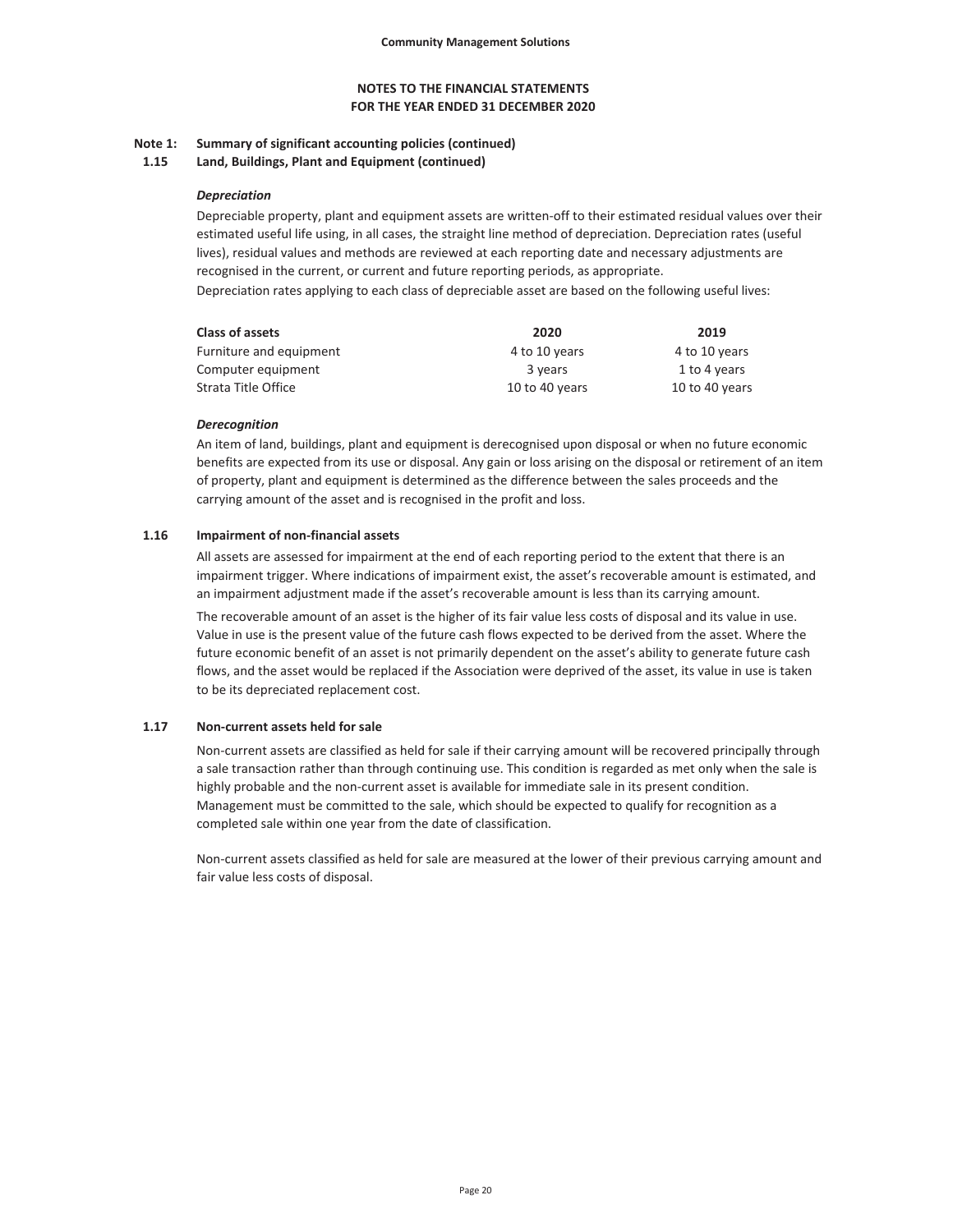**NOTES TO THE FINANCIAL STATEMENTS**
**FOR THE YEAR ENDED 31 DECEMBER 2020**

**Note 1: Summary of significant accounting policies (continued)**

**1.15 Land, Buildings, Plant and Equipment (continued)**

***Depreciation***

Depreciable property, plant and equipment assets are written-off to their estimated residual values over their estimated useful life using, in all cases, the straight line method of depreciation. Depreciation rates (useful lives), residual values and methods are reviewed at each reporting date and necessary adjustments are recognised in the current, or current and future reporting periods, as appropriate.

Depreciation rates applying to each class of depreciable asset are based on the following useful lives:

| Class of assets | 2020 | 2019 |
|---|---|---|
| Furniture and equipment | 4 to 10 years | 4 to 10 years |
| Computer equipment | 3 years | 1 to 4 years |
| Strata Title Office | 10 to 40 years | 10 to 40 years |

***Derecognition***

An item of land, buildings, plant and equipment is derecognised upon disposal or when no future economic benefits are expected from its use or disposal. Any gain or loss arising on the disposal or retirement of an item of property, plant and equipment is determined as the difference between the sales proceeds and the carrying amount of the asset and is recognised in the profit and loss.

**1.16 Impairment of non-financial assets**

All assets are assessed for impairment at the end of each reporting period to the extent that there is an impairment trigger. Where indications of impairment exist, the asset's recoverable amount is estimated, and an impairment adjustment made if the asset's recoverable amount is less than its carrying amount.

The recoverable amount of an asset is the higher of its fair value less costs of disposal and its value in use. Value in use is the present value of the future cash flows expected to be derived from the asset. Where the future economic benefit of an asset is not primarily dependent on the asset's ability to generate future cash flows, and the asset would be replaced if the Association were deprived of the asset, its value in use is taken to be its depreciated replacement cost.

**1.17 Non-current assets held for sale**

Non-current assets are classified as held for sale if their carrying amount will be recovered principally through a sale transaction rather than through continuing use. This condition is regarded as met only when the sale is highly probable and the non-current asset is available for immediate sale in its present condition. Management must be committed to the sale, which should be expected to qualify for recognition as a completed sale within one year from the date of classification.

Non-current assets classified as held for sale are measured at the lower of their previous carrying amount and fair value less costs of disposal.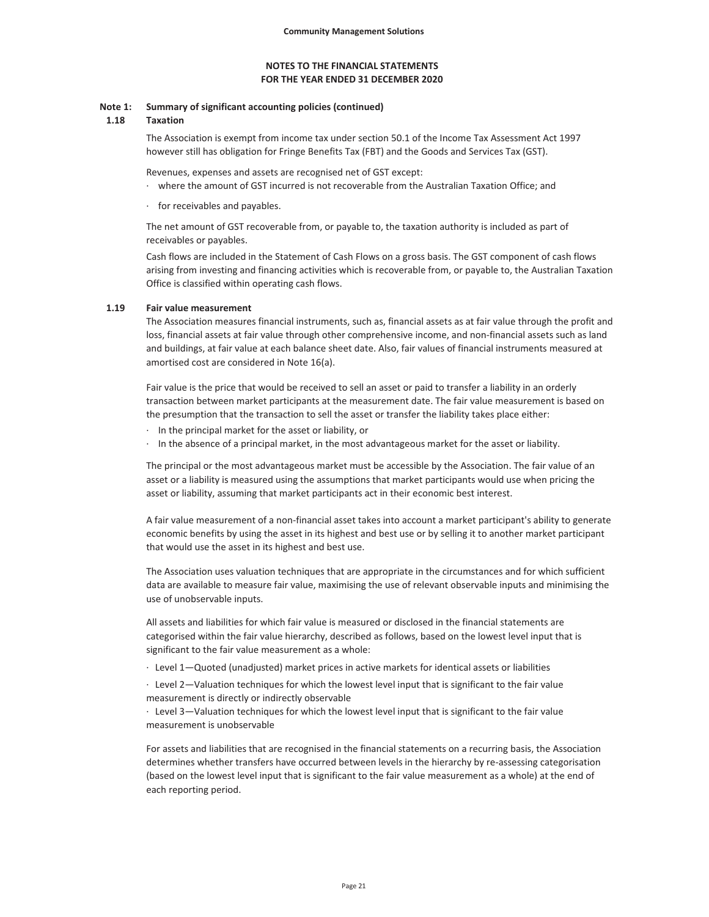**Community Management Solutions**

**NOTES TO THE FINANCIAL STATEMENTS**
**FOR THE YEAR ENDED 31 DECEMBER 2020**

**Note 1: Summary of significant accounting policies (continued)**

**1.18 Taxation**

The Association is exempt from income tax under section 50.1 of the Income Tax Assessment Act 1997 however still has obligation for Fringe Benefits Tax (FBT) and the Goods and Services Tax (GST).

Revenues, expenses and assets are recognised net of GST except:

- where the amount of GST incurred is not recoverable from the Australian Taxation Office; and
- for receivables and payables.

The net amount of GST recoverable from, or payable to, the taxation authority is included as part of receivables or payables.

Cash flows are included in the Statement of Cash Flows on a gross basis. The GST component of cash flows arising from investing and financing activities which is recoverable from, or payable to, the Australian Taxation Office is classified within operating cash flows.

**1.19 Fair value measurement**

The Association measures financial instruments, such as, financial assets as at fair value through the profit and loss, financial assets at fair value through other comprehensive income, and non-financial assets such as land and buildings, at fair value at each balance sheet date. Also, fair values of financial instruments measured at amortised cost are considered in Note 16(a).

Fair value is the price that would be received to sell an asset or paid to transfer a liability in an orderly transaction between market participants at the measurement date. The fair value measurement is based on the presumption that the transaction to sell the asset or transfer the liability takes place either:

- In the principal market for the asset or liability, or
- In the absence of a principal market, in the most advantageous market for the asset or liability.

The principal or the most advantageous market must be accessible by the Association. The fair value of an asset or a liability is measured using the assumptions that market participants would use when pricing the asset or liability, assuming that market participants act in their economic best interest.

A fair value measurement of a non-financial asset takes into account a market participant's ability to generate economic benefits by using the asset in its highest and best use or by selling it to another market participant that would use the asset in its highest and best use.

The Association uses valuation techniques that are appropriate in the circumstances and for which sufficient data are available to measure fair value, maximising the use of relevant observable inputs and minimising the use of unobservable inputs.

All assets and liabilities for which fair value is measured or disclosed in the financial statements are categorised within the fair value hierarchy, described as follows, based on the lowest level input that is significant to the fair value measurement as a whole:

- Level 1—Quoted (unadjusted) market prices in active markets for identical assets or liabilities
- Level 2—Valuation techniques for which the lowest level input that is significant to the fair value measurement is directly or indirectly observable
- Level 3—Valuation techniques for which the lowest level input that is significant to the fair value measurement is unobservable

For assets and liabilities that are recognised in the financial statements on a recurring basis, the Association determines whether transfers have occurred between levels in the hierarchy by re-assessing categorisation (based on the lowest level input that is significant to the fair value measurement as a whole) at the end of each reporting period.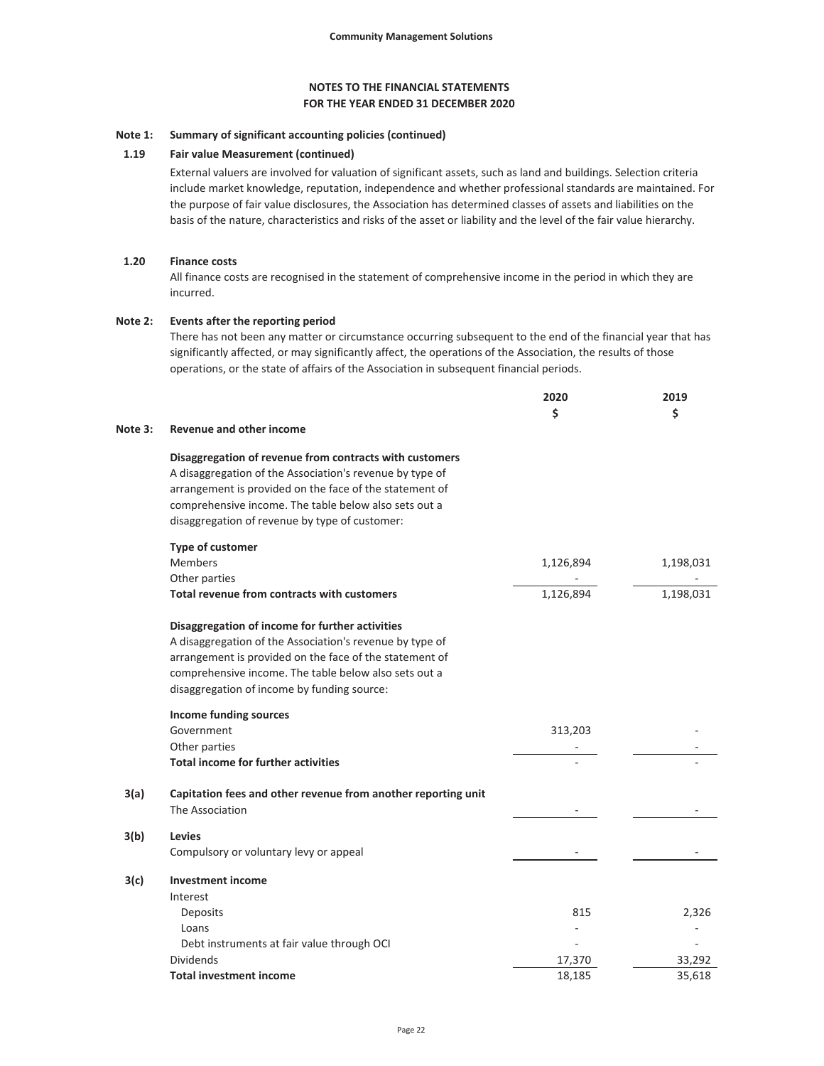**Community Management Solutions**

**NOTES TO THE FINANCIAL STATEMENTS**
**FOR THE YEAR ENDED 31 DECEMBER 2020**

**Note 1: Summary of significant accounting policies (continued)**

**1.19 Fair value Measurement (continued)**

External valuers are involved for valuation of significant assets, such as land and buildings. Selection criteria include market knowledge, reputation, independence and whether professional standards are maintained. For the purpose of fair value disclosures, the Association has determined classes of assets and liabilities on the basis of the nature, characteristics and risks of the asset or liability and the level of the fair value hierarchy.

**1.20 Finance costs**

All finance costs are recognised in the statement of comprehensive income in the period in which they are incurred.

**Note 2: Events after the reporting period**

There has not been any matter or circumstance occurring subsequent to the end of the financial year that has significantly affected, or may significantly affect, the operations of the Association, the results of those operations, or the state of affairs of the Association in subsequent financial periods.

| | | 2020 $ | 2019 $ |
|---|---|---|---|
| **Note 3:** | **Revenue and other income** | | |
| | **Disaggregation of revenue from contracts with customers** | | |
| | A disaggregation of the Association's revenue by type of arrangement is provided on the face of the statement of comprehensive income. The table below also sets out a disaggregation of revenue by type of customer: | | |
| | **Type of customer** | | |
| | Members | 1,126,894 | 1,198,031 |
| | Other parties | - | - |
| | **Total revenue from contracts with customers** | 1,126,894 | 1,198,031 |
| | **Disaggregation of income for further activities** | | |
| | A disaggregation of the Association's revenue by type of arrangement is provided on the face of the statement of comprehensive income. The table below also sets out a disaggregation of income by funding source: | | |
| | **Income funding sources** | | |
| | Government | 313,203 | - |
| | Other parties | - | - |
| | **Total income for further activities** | - | - |
| **3(a)** | **Capitation fees and other revenue from another reporting unit** | | |
| | The Association | - | - |
| **3(b)** | **Levies** | | |
| | Compulsory or voluntary levy or appeal | - | - |
| **3(c)** | **Investment income** | | |
| | Interest | | |
| | Deposits | 815 | 2,326 |
| | Loans | - | - |
| | Debt instruments at fair value through OCI | - | - |
| | Dividends | 17,370 | 33,292 |
| | **Total investment income** | 18,185 | 35,618 |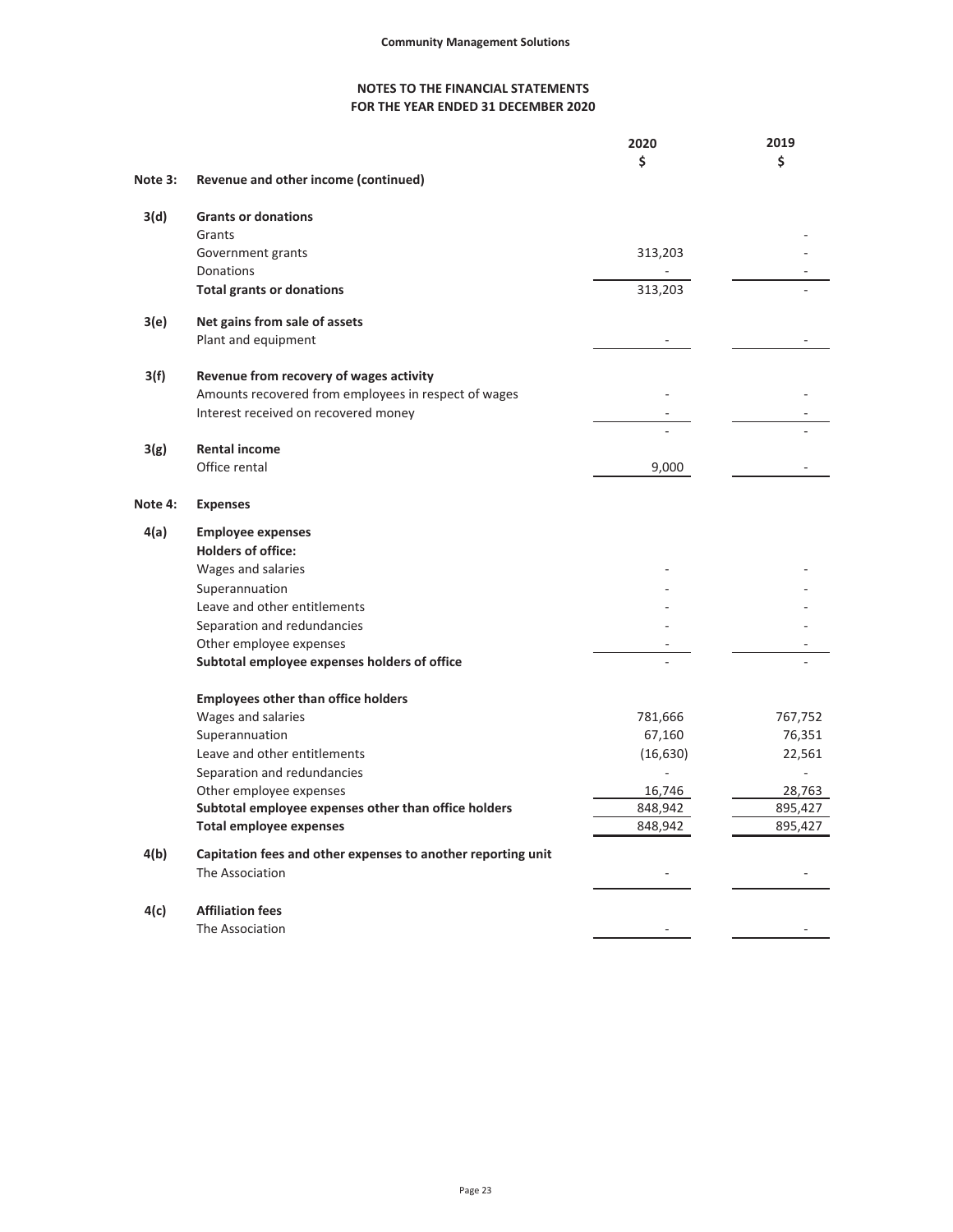**Community Management Solutions**

**NOTES TO THE FINANCIAL STATEMENTS**
**FOR THE YEAR ENDED 31 DECEMBER 2020**

| | | 2020 $ | 2019 $ |
|---|---|---|---|
| **Note 3:** | **Revenue and other income (continued)** | | |
| **3(d)** | **Grants or donations** | | |
| | Grants | | - |
| | Government grants | 313,203 | - |
| | Donations | - | - |
| | **Total grants or donations** | 313,203 | - |
| **3(e)** | **Net gains from sale of assets** | | |
| | Plant and equipment | - | - |
| **3(f)** | **Revenue from recovery of wages activity** | | |
| | Amounts recovered from employees in respect of wages | - | - |
| | Interest received on recovered money | - | - |
| | | - | - |
| **3(g)** | **Rental income** | | |
| | Office rental | 9,000 | - |
| **Note 4:** | **Expenses** | | |
| **4(a)** | **Employee expenses** | | |
| | **Holders of office:** | | |
| | Wages and salaries | - | - |
| | Superannuation | - | - |
| | Leave and other entitlements | - | - |
| | Separation and redundancies | - | - |
| | Other employee expenses | - | - |
| | **Subtotal employee expenses holders of office** | - | - |
| | **Employees other than office holders** | | |
| | Wages and salaries | 781,666 | 767,752 |
| | Superannuation | 67,160 | 76,351 |
| | Leave and other entitlements | (16,630) | 22,561 |
| | Separation and redundancies | - | - |
| | Other employee expenses | 16,746 | 28,763 |
| | **Subtotal employee expenses other than office holders** | 848,942 | 895,427 |
| | **Total employee expenses** | 848,942 | 895,427 |
| **4(b)** | **Capitation fees and other expenses to another reporting unit** | | |
| | The Association | - | - |
| **4(c)** | **Affiliation fees** | | |
| | The Association | - | - |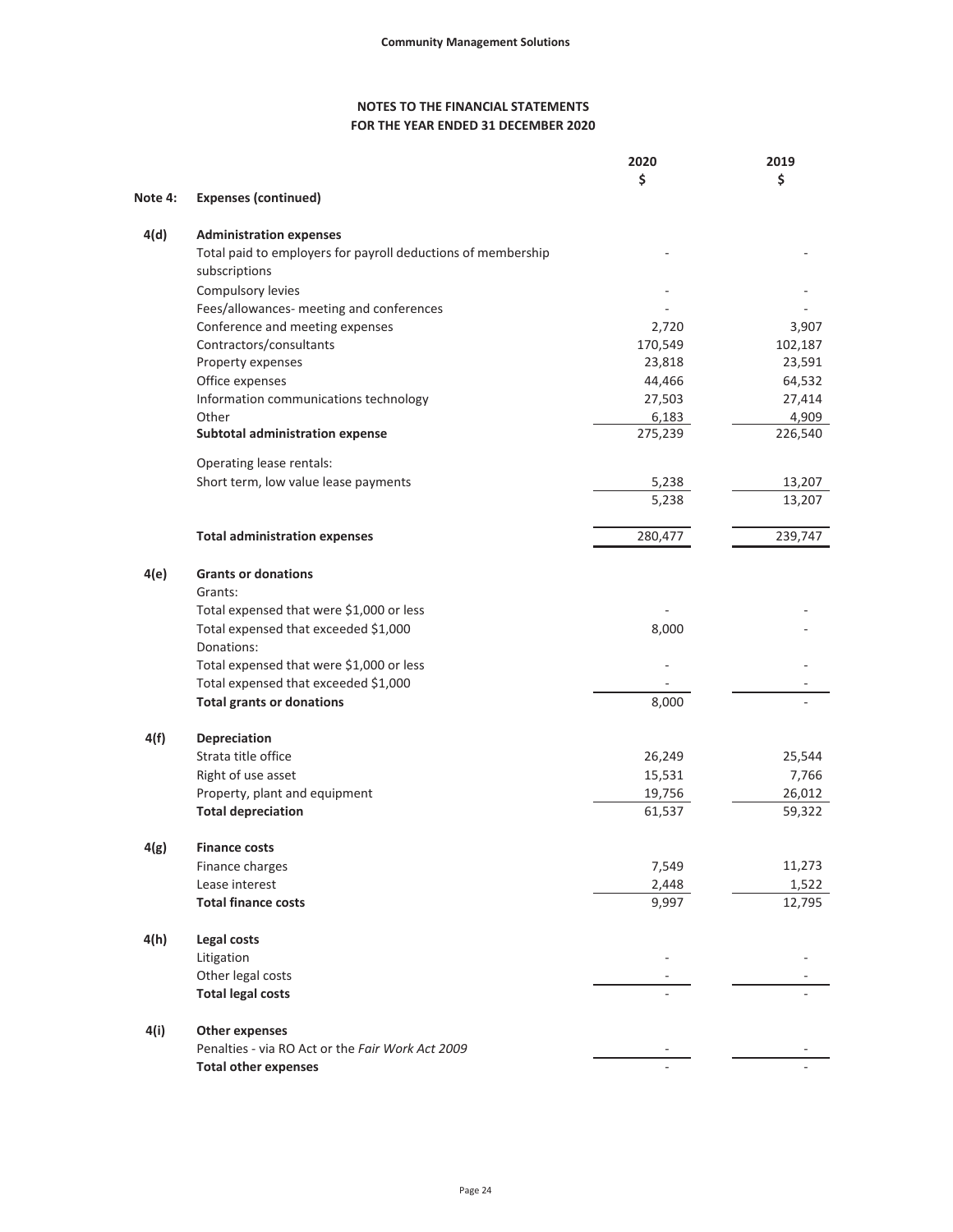**Community Management Solutions**

## NOTES TO THE FINANCIAL STATEMENTS
## FOR THE YEAR ENDED 31 DECEMBER 2020

| | | 2020 | 2019 |
|---|---|---|---|
| | | $ | $ |
| **Note 4:** | **Expenses (continued)** | | |
| **4(d)** | **Administration expenses** | | |
| | Total paid to employers for payroll deductions of membership subscriptions | - | - |
| | Compulsory levies | - | - |
| | Fees/allowances- meeting and conferences | - | - |
| | Conference and meeting expenses | 2,720 | 3,907 |
| | Contractors/consultants | 170,549 | 102,187 |
| | Property expenses | 23,818 | 23,591 |
| | Office expenses | 44,466 | 64,532 |
| | Information communications technology | 27,503 | 27,414 |
| | Other | 6,183 | 4,909 |
| | **Subtotal administration expense** | 275,239 | 226,540 |
| | Operating lease rentals: | | |
| | Short term, low value lease payments | 5,238 | 13,207 |
| | | 5,238 | 13,207 |
| | **Total administration expenses** | 280,477 | 239,747 |
| **4(e)** | **Grants or donations** | | |
| | Grants: | | |
| | Total expensed that were $1,000 or less | - | - |
| | Total expensed that exceeded $1,000 | 8,000 | - |
| | Donations: | | |
| | Total expensed that were $1,000 or less | - | - |
| | Total expensed that exceeded $1,000 | - | - |
| | **Total grants or donations** | 8,000 | - |
| **4(f)** | **Depreciation** | | |
| | Strata title office | 26,249 | 25,544 |
| | Right of use asset | 15,531 | 7,766 |
| | Property, plant and equipment | 19,756 | 26,012 |
| | **Total depreciation** | 61,537 | 59,322 |
| **4(g)** | **Finance costs** | | |
| | Finance charges | 7,549 | 11,273 |
| | Lease interest | 2,448 | 1,522 |
| | **Total finance costs** | 9,997 | 12,795 |
| **4(h)** | **Legal costs** | | |
| | Litigation | - | - |
| | Other legal costs | - | - |
| | **Total legal costs** | - | - |
| **4(i)** | **Other expenses** | | |
| | Penalties - via RO Act or the *Fair Work Act 2009* | - | - |
| | **Total other expenses** | - | - |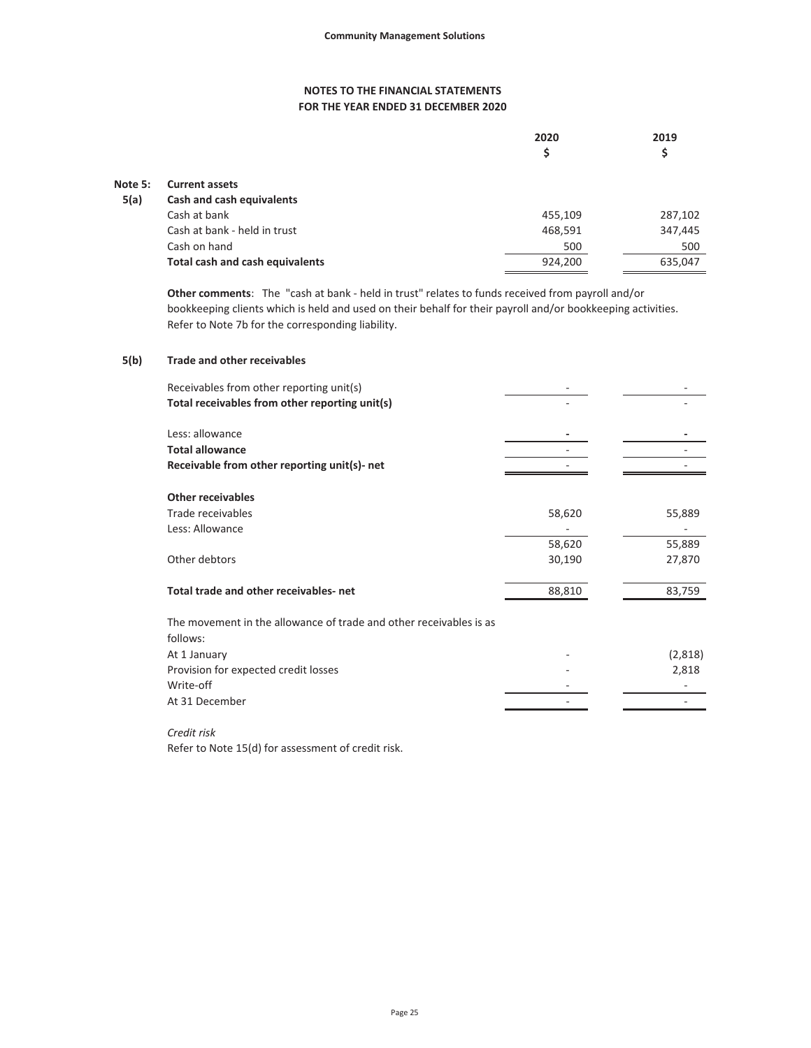## NOTES TO THE FINANCIAL STATEMENTS
## FOR THE YEAR ENDED 31 DECEMBER 2020

| | | 2020 $ | 2019 $ |
|---|---|---|---|
| **Note 5:** | **Current assets** | | |
| **5(a)** | **Cash and cash equivalents** | | |
| | Cash at bank | 455,109 | 287,102 |
| | Cash at bank - held in trust | 468,591 | 347,445 |
| | Cash on hand | 500 | 500 |
| | **Total cash and cash equivalents** | 924,200 | 635,047 |

**Other comments**: The "cash at bank - held in trust" relates to funds received from payroll and/or bookkeeping clients which is held and used on their behalf for their payroll and/or bookkeeping activities. Refer to Note 7b for the corresponding liability.

### 5(b) Trade and other receivables

| | 2020 $ | 2019 $ |
|---|---|---|
| Receivables from other reporting unit(s) | - | - |
| **Total receivables from other reporting unit(s)** | - | - |
| Less: allowance | - | - |
| **Total allowance** | - | - |
| **Receivable from other reporting unit(s)- net** | - | - |
| **Other receivables** | | |
| Trade receivables | 58,620 | 55,889 |
| Less: Allowance | - | - |
| | 58,620 | 55,889 |
| Other debtors | 30,190 | 27,870 |
| **Total trade and other receivables- net** | 88,810 | 83,759 |
| The movement in the allowance of trade and other receivables is as follows: | | |
| At 1 January | - | (2,818) |
| Provision for expected credit losses | - | 2,818 |
| Write-off | - | - |
| At 31 December | - | - |

*Credit risk*

Refer to Note 15(d) for assessment of credit risk.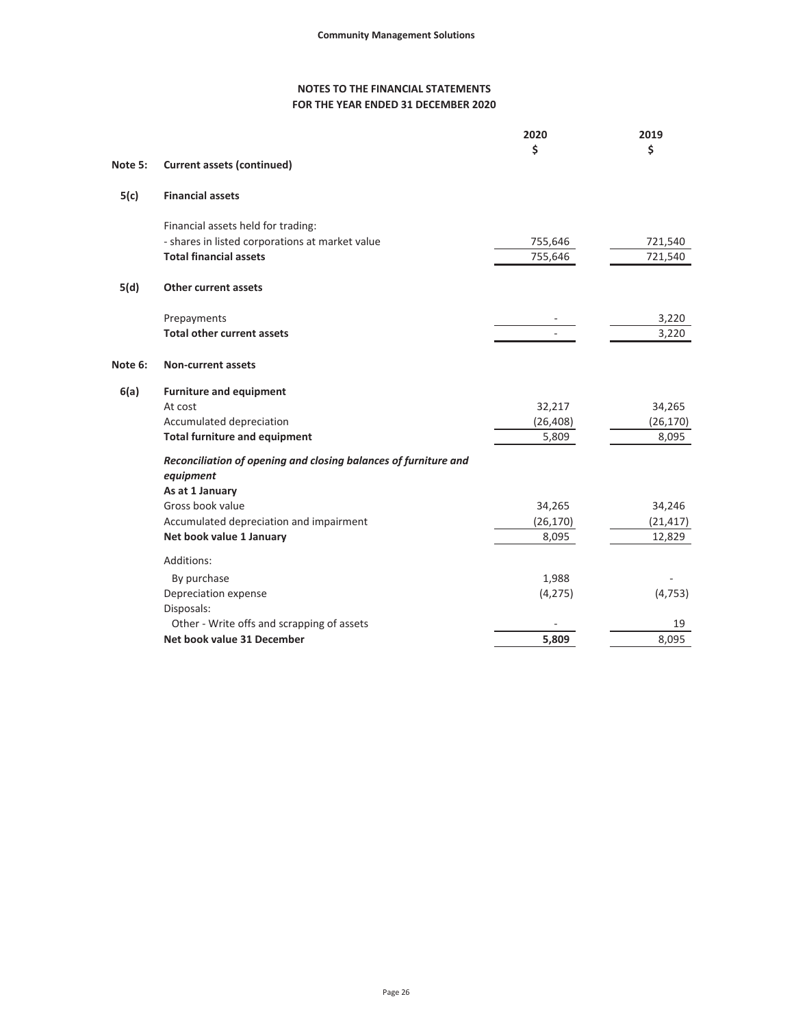**Community Management Solutions**

**NOTES TO THE FINANCIAL STATEMENTS**
**FOR THE YEAR ENDED 31 DECEMBER 2020**

| | | 2020 $ | 2019 $ |
|---|---|---|---|
| **Note 5:** | **Current assets (continued)** | | |
| **5(c)** | **Financial assets** | | |
| | Financial assets held for trading: | | |
| | - shares in listed corporations at market value | 755,646 | 721,540 |
| | **Total financial assets** | 755,646 | 721,540 |
| **5(d)** | **Other current assets** | | |
| | Prepayments | - | 3,220 |
| | **Total other current assets** | - | 3,220 |
| **Note 6:** | **Non-current assets** | | |
| **6(a)** | **Furniture and equipment** | | |
| | At cost | 32,217 | 34,265 |
| | Accumulated depreciation | (26,408) | (26,170) |
| | **Total furniture and equipment** | 5,809 | 8,095 |
| | ***Reconciliation of opening and closing balances of furniture and equipment*** | | |
| | **As at 1 January** | | |
| | Gross book value | 34,265 | 34,246 |
| | Accumulated depreciation and impairment | (26,170) | (21,417) |
| | **Net book value 1 January** | 8,095 | 12,829 |
| | Additions: | | |
| | By purchase | 1,988 | - |
| | Depreciation expense | (4,275) | (4,753) |
| | Disposals: | | |
| | Other - Write offs and scrapping of assets | - | 19 |
| | **Net book value 31 December** | **5,809** | 8,095 |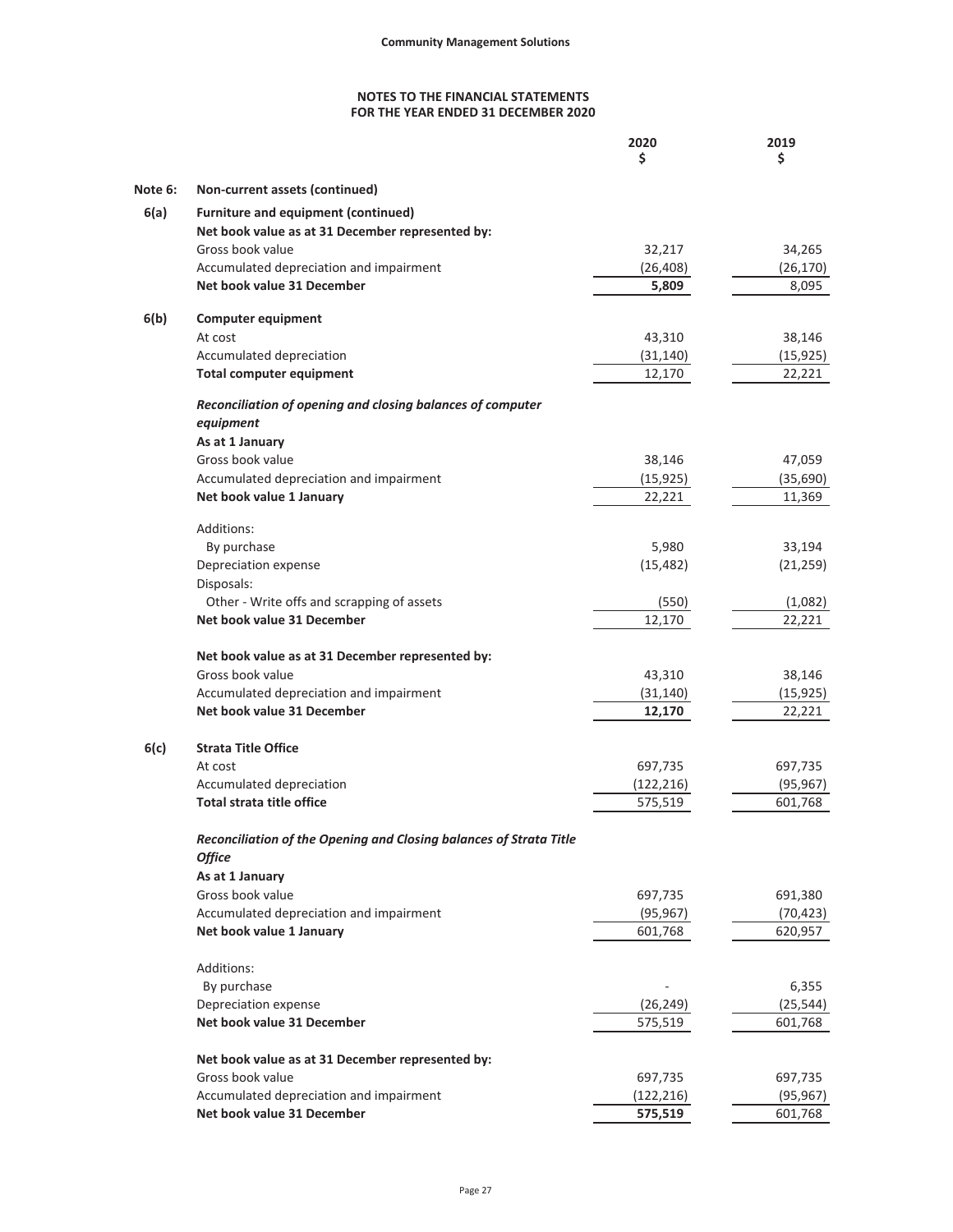**Community Management Solutions**

**NOTES TO THE FINANCIAL STATEMENTS**
**FOR THE YEAR ENDED 31 DECEMBER 2020**

| | | 2020 $ | 2019 $ |
|---|---|---|---|
| **Note 6:** | **Non-current assets (continued)** | | |
| **6(a)** | **Furniture and equipment (continued)** | | |
| | **Net book value as at 31 December represented by:** | | |
| | Gross book value | 32,217 | 34,265 |
| | Accumulated depreciation and impairment | (26,408) | (26,170) |
| | **Net book value 31 December** | **5,809** | 8,095 |
| **6(b)** | **Computer equipment** | | |
| | At cost | 43,310 | 38,146 |
| | Accumulated depreciation | (31,140) | (15,925) |
| | **Total computer equipment** | 12,170 | 22,221 |
| | ***Reconciliation of opening and closing balances of computer equipment*** | | |
| | **As at 1 January** | | |
| | Gross book value | 38,146 | 47,059 |
| | Accumulated depreciation and impairment | (15,925) | (35,690) |
| | **Net book value 1 January** | 22,221 | 11,369 |
| | Additions: | | |
| | By purchase | 5,980 | 33,194 |
| | Depreciation expense | (15,482) | (21,259) |
| | Disposals: | | |
| | Other - Write offs and scrapping of assets | (550) | (1,082) |
| | **Net book value 31 December** | 12,170 | 22,221 |
| | **Net book value as at 31 December represented by:** | | |
| | Gross book value | 43,310 | 38,146 |
| | Accumulated depreciation and impairment | (31,140) | (15,925) |
| | **Net book value 31 December** | **12,170** | 22,221 |
| **6(c)** | **Strata Title Office** | | |
| | At cost | 697,735 | 697,735 |
| | Accumulated depreciation | (122,216) | (95,967) |
| | **Total strata title office** | 575,519 | 601,768 |
| | ***Reconciliation of the Opening and Closing balances of Strata Title Office*** | | |
| | **As at 1 January** | | |
| | Gross book value | 697,735 | 691,380 |
| | Accumulated depreciation and impairment | (95,967) | (70,423) |
| | **Net book value 1 January** | 601,768 | 620,957 |
| | Additions: | | |
| | By purchase | - | 6,355 |
| | Depreciation expense | (26,249) | (25,544) |
| | **Net book value 31 December** | 575,519 | 601,768 |
| | **Net book value as at 31 December represented by:** | | |
| | Gross book value | 697,735 | 697,735 |
| | Accumulated depreciation and impairment | (122,216) | (95,967) |
| | **Net book value 31 December** | **575,519** | 601,768 |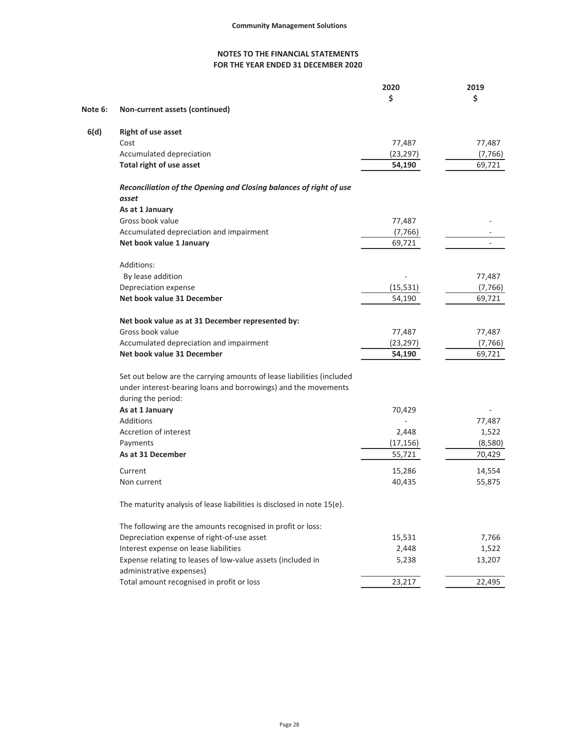**Community Management Solutions**

**NOTES TO THE FINANCIAL STATEMENTS**
**FOR THE YEAR ENDED 31 DECEMBER 2020**

| | | 2020 | 2019 |
|---|---|---|---|
| | | $ | $ |
| **Note 6:** | **Non-current assets (continued)** | | |
| **6(d)** | **Right of use asset** | | |
| | Cost | 77,487 | 77,487 |
| | Accumulated depreciation | (23,297) | (7,766) |
| | **Total right of use asset** | **54,190** | 69,721 |
| | ***Reconciliation of the Opening and Closing balances of right of use asset*** | | |
| | **As at 1 January** | | |
| | Gross book value | 77,487 | - |
| | Accumulated depreciation and impairment | (7,766) | - |
| | **Net book value 1 January** | 69,721 | - |
| | Additions: | | |
| | By lease addition | - | 77,487 |
| | Depreciation expense | (15,531) | (7,766) |
| | **Net book value 31 December** | 54,190 | 69,721 |
| | **Net book value as at 31 December represented by:** | | |
| | Gross book value | 77,487 | 77,487 |
| | Accumulated depreciation and impairment | (23,297) | (7,766) |
| | **Net book value 31 December** | **54,190** | 69,721 |

Set out below are the carrying amounts of lease liabilities (included under interest-bearing loans and borrowings) and the movements during the period:

| | 2020 | 2019 |
|---|---|---|
| **As at 1 January** | 70,429 | - |
| Additions | - | 77,487 |
| Accretion of interest | 2,448 | 1,522 |
| Payments | (17,156) | (8,580) |
| **As at 31 December** | 55,721 | 70,429 |
| Current | 15,286 | 14,554 |
| Non current | 40,435 | 55,875 |

The maturity analysis of lease liabilities is disclosed in note 15(e).

The following are the amounts recognised in profit or loss:

| | 2020 | 2019 |
|---|---|---|
| Depreciation expense of right-of-use asset | 15,531 | 7,766 |
| Interest expense on lease liabilities | 2,448 | 1,522 |
| Expense relating to leases of low-value assets (included in administrative expenses) | 5,238 | 13,207 |
| Total amount recognised in profit or loss | 23,217 | 22,495 |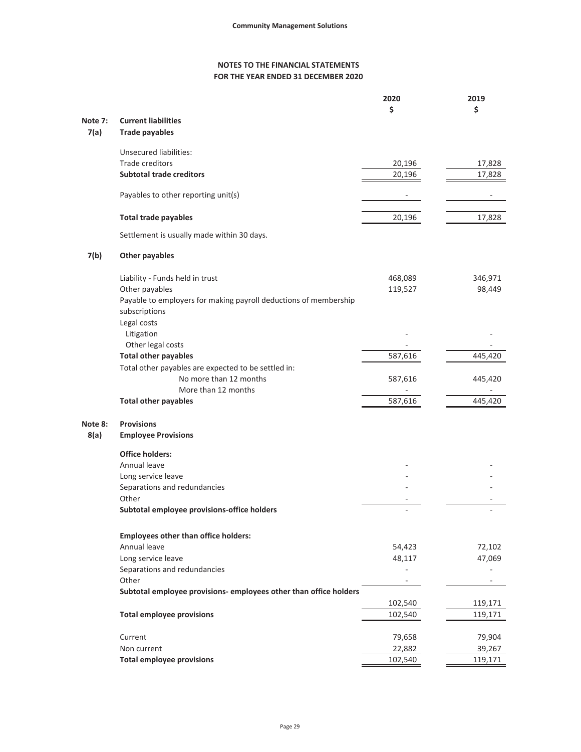**Community Management Solutions**

**NOTES TO THE FINANCIAL STATEMENTS**
**FOR THE YEAR ENDED 31 DECEMBER 2020**

| | | 2020 | 2019 |
|---|---|---|---|
| | | $ | $ |
| **Note 7:** | **Current liabilities** | | |
| **7(a)** | **Trade payables** | | |
| | Unsecured liabilities: | | |
| | Trade creditors | 20,196 | 17,828 |
| | **Subtotal trade creditors** | 20,196 | 17,828 |
| | Payables to other reporting unit(s) | - | - |
| | **Total trade payables** | 20,196 | 17,828 |
| | Settlement is usually made within 30 days. | | |
| **7(b)** | **Other payables** | | |
| | Liability - Funds held in trust | 468,089 | 346,971 |
| | Other payables | 119,527 | 98,449 |
| | Payable to employers for making payroll deductions of membership subscriptions | | |
| | Legal costs | | |
| | Litigation | - | - |
| | Other legal costs | - | - |
| | **Total other payables** | 587,616 | 445,420 |
| | Total other payables are expected to be settled in: | | |
| | No more than 12 months | 587,616 | 445,420 |
| | More than 12 months | - | - |
| | **Total other payables** | 587,616 | 445,420 |
| **Note 8:** | **Provisions** | | |
| **8(a)** | **Employee Provisions** | | |
| | **Office holders:** | | |
| | Annual leave | - | - |
| | Long service leave | - | - |
| | Separations and redundancies | - | - |
| | Other | - | - |
| | **Subtotal employee provisions-office holders** | - | - |
| | **Employees other than office holders:** | | |
| | Annual leave | 54,423 | 72,102 |
| | Long service leave | 48,117 | 47,069 |
| | Separations and redundancies | - | - |
| | Other | - | - |
| | **Subtotal employee provisions- employees other than office holders** | 102,540 | 119,171 |
| | **Total employee provisions** | 102,540 | 119,171 |
| | Current | 79,658 | 79,904 |
| | Non current | 22,882 | 39,267 |
| | **Total employee provisions** | 102,540 | 119,171 |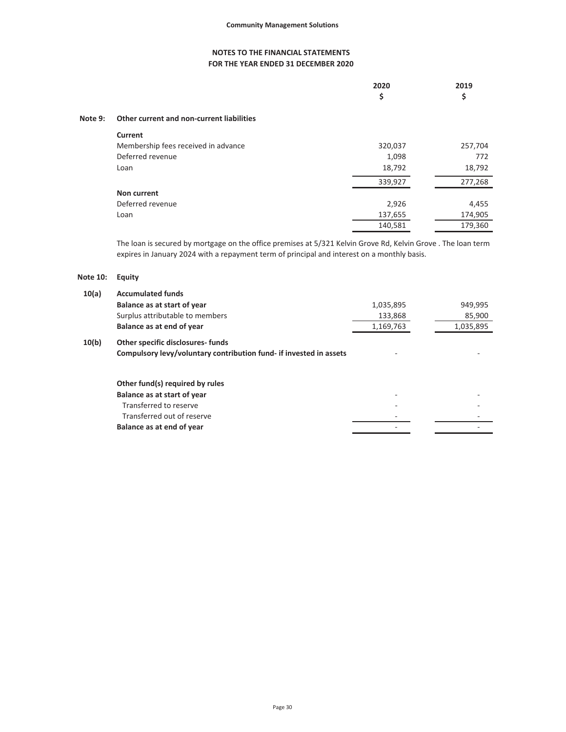## NOTES TO THE FINANCIAL STATEMENTS
## FOR THE YEAR ENDED 31 DECEMBER 2020

| | | 2020<br>$ | 2019<br>$ |
|---|---|---|---|
| **Note 9:** | **Other current and non-current liabilities** | | |
| | **Current** | | |
| | Membership fees received in advance | 320,037 | 257,704 |
| | Deferred revenue | 1,098 | 772 |
| | Loan | 18,792 | 18,792 |
| | | 339,927 | 277,268 |
| | **Non current** | | |
| | Deferred revenue | 2,926 | 4,455 |
| | Loan | 137,655 | 174,905 |
| | | 140,581 | 179,360 |

The loan is secured by mortgage on the office premises at 5/321 Kelvin Grove Rd, Kelvin Grove . The loan term expires in January 2024 with a repayment term of principal and interest on a monthly basis.

| | | 2020<br>$ | 2019<br>$ |
|---|---|---|---|
| **Note 10:** | **Equity** | | |
| **10(a)** | **Accumulated funds** | | |
| | **Balance as at start of year** | 1,035,895 | 949,995 |
| | Surplus attributable to members | 133,868 | 85,900 |
| | **Balance as at end of year** | 1,169,763 | 1,035,895 |
| **10(b)** | **Other specific disclosures- funds** | | |
| | **Compulsory levy/voluntary contribution fund- if invested in assets** | - | - |
| | | | |
| | **Other fund(s) required by rules** | | |
| | **Balance as at start of year** | - | - |
| | Transferred to reserve | - | - |
| | Transferred out of reserve | - | - |
| | **Balance as at end of year** | - | - |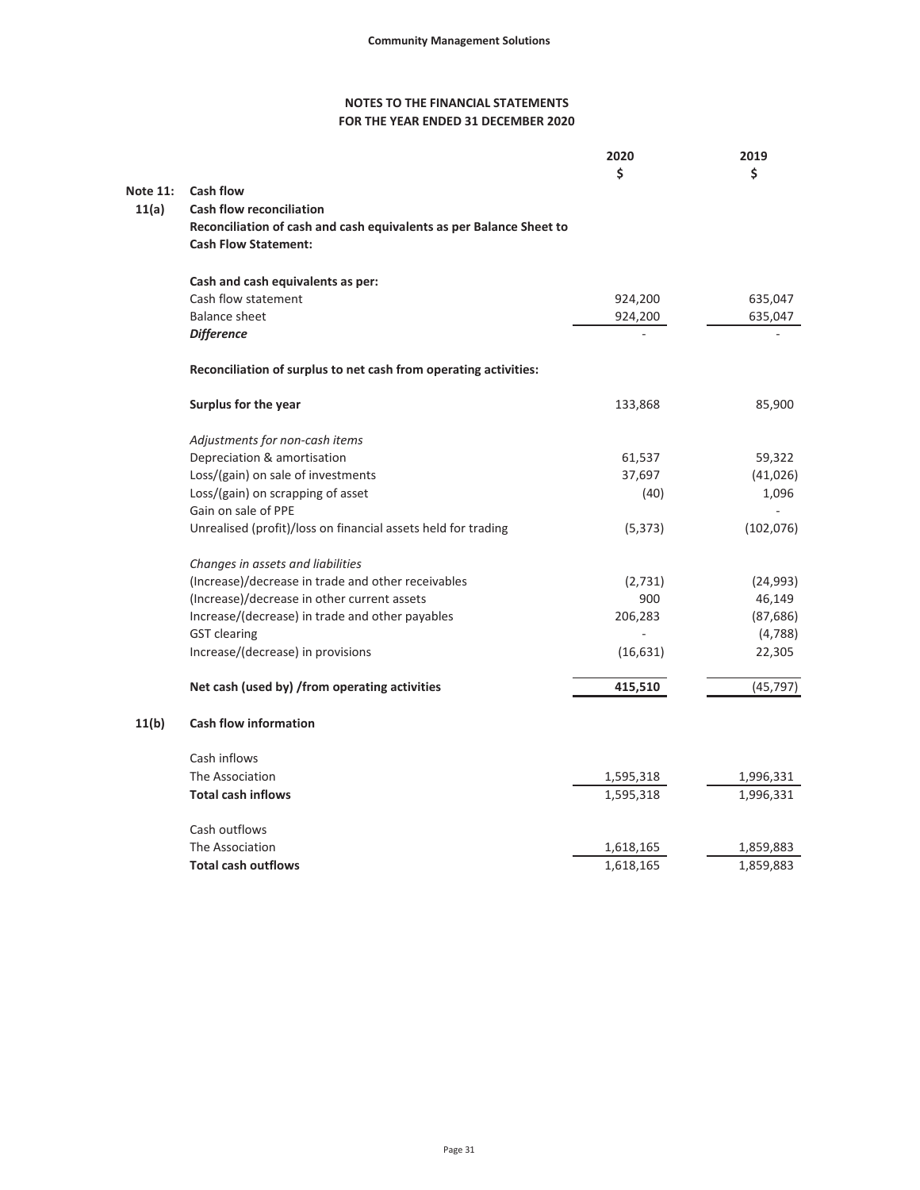**Community Management Solutions**

## NOTES TO THE FINANCIAL STATEMENTS
## FOR THE YEAR ENDED 31 DECEMBER 2020

| | | 2020<br>$ | 2019<br>$ |
|---|---|---|---|
| **Note 11:** | **Cash flow** | | |
| **11(a)** | **Cash flow reconciliation** | | |
| | **Reconciliation of cash and cash equivalents as per Balance Sheet to Cash Flow Statement:** | | |
| | **Cash and cash equivalents as per:** | | |
| | Cash flow statement | 924,200 | 635,047 |
| | Balance sheet | 924,200 | 635,047 |
| | ***Difference*** | - | - |
| | **Reconciliation of surplus to net cash from operating activities:** | | |
| | **Surplus for the year** | 133,868 | 85,900 |
| | *Adjustments for non-cash items* | | |
| | Depreciation & amortisation | 61,537 | 59,322 |
| | Loss/(gain) on sale of investments | 37,697 | (41,026) |
| | Loss/(gain) on scrapping of asset | (40) | 1,096 |
| | Gain on sale of PPE | | - |
| | Unrealised (profit)/loss on financial assets held for trading | (5,373) | (102,076) |
| | *Changes in assets and liabilities* | | |
| | (Increase)/decrease in trade and other receivables | (2,731) | (24,993) |
| | (Increase)/decrease in other current assets | 900 | 46,149 |
| | Increase/(decrease) in trade and other payables | 206,283 | (87,686) |
| | GST clearing | - | (4,788) |
| | Increase/(decrease) in provisions | (16,631) | 22,305 |
| | **Net cash (used by) /from operating activities** | **415,510** | (45,797) |
| **11(b)** | **Cash flow information** | | |
| | Cash inflows | | |
| | The Association | 1,595,318 | 1,996,331 |
| | **Total cash inflows** | 1,595,318 | 1,996,331 |
| | Cash outflows | | |
| | The Association | 1,618,165 | 1,859,883 |
| | **Total cash outflows** | 1,618,165 | 1,859,883 |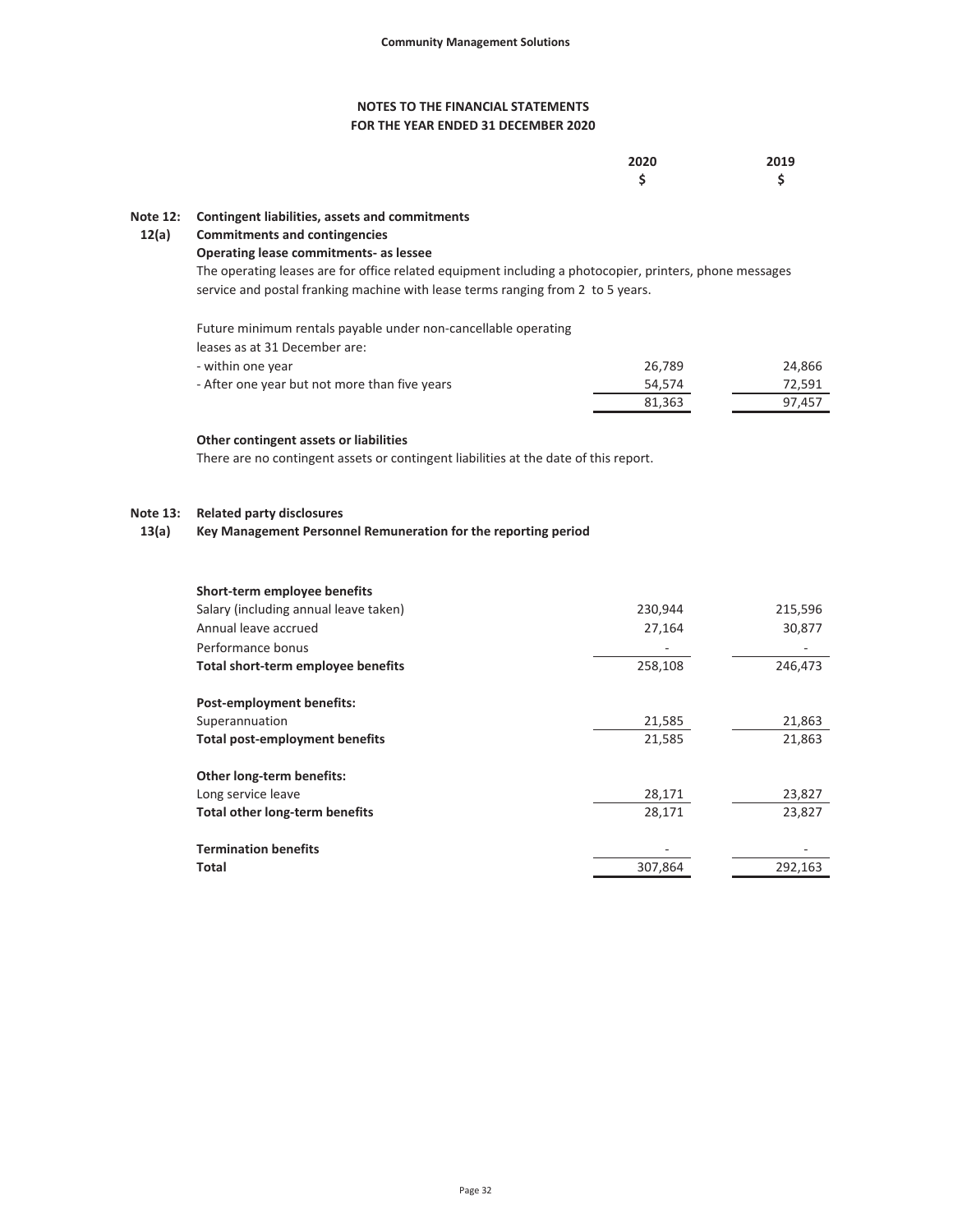# NOTES TO THE FINANCIAL STATEMENTS
## FOR THE YEAR ENDED 31 DECEMBER 2020

| | 2020 | 2019 |
|---|---|---|
| | $ | $ |

### Note 12: Contingent liabilities, assets and commitments

#### 12(a) Commitments and contingencies

**Operating lease commitments- as lessee**

The operating leases are for office related equipment including a photocopier, printers, phone messages service and postal franking machine with lease terms ranging from 2 to 5 years.

| | 2020 $ | 2019 $ |
|---|---|---|
| Future minimum rentals payable under non-cancellable operating leases as at 31 December are: | | |
| - within one year | 26,789 | 24,866 |
| - After one year but not more than five years | 54,574 | 72,591 |
| | 81,363 | 97,457 |

**Other contingent assets or liabilities**

There are no contingent assets or contingent liabilities at the date of this report.

### Note 13: Related party disclosures

#### 13(a) Key Management Personnel Remuneration for the reporting period

| | 2020 $ | 2019 $ |
|---|---|---|
| **Short-term employee benefits** | | |
| Salary (including annual leave taken) | 230,944 | 215,596 |
| Annual leave accrued | 27,164 | 30,877 |
| Performance bonus | - | - |
| **Total short-term employee benefits** | 258,108 | 246,473 |
| **Post-employment benefits:** | | |
| Superannuation | 21,585 | 21,863 |
| **Total post-employment benefits** | 21,585 | 21,863 |
| **Other long-term benefits:** | | |
| Long service leave | 28,171 | 23,827 |
| **Total other long-term benefits** | 28,171 | 23,827 |
| **Termination benefits** | - | - |
| **Total** | 307,864 | 292,163 |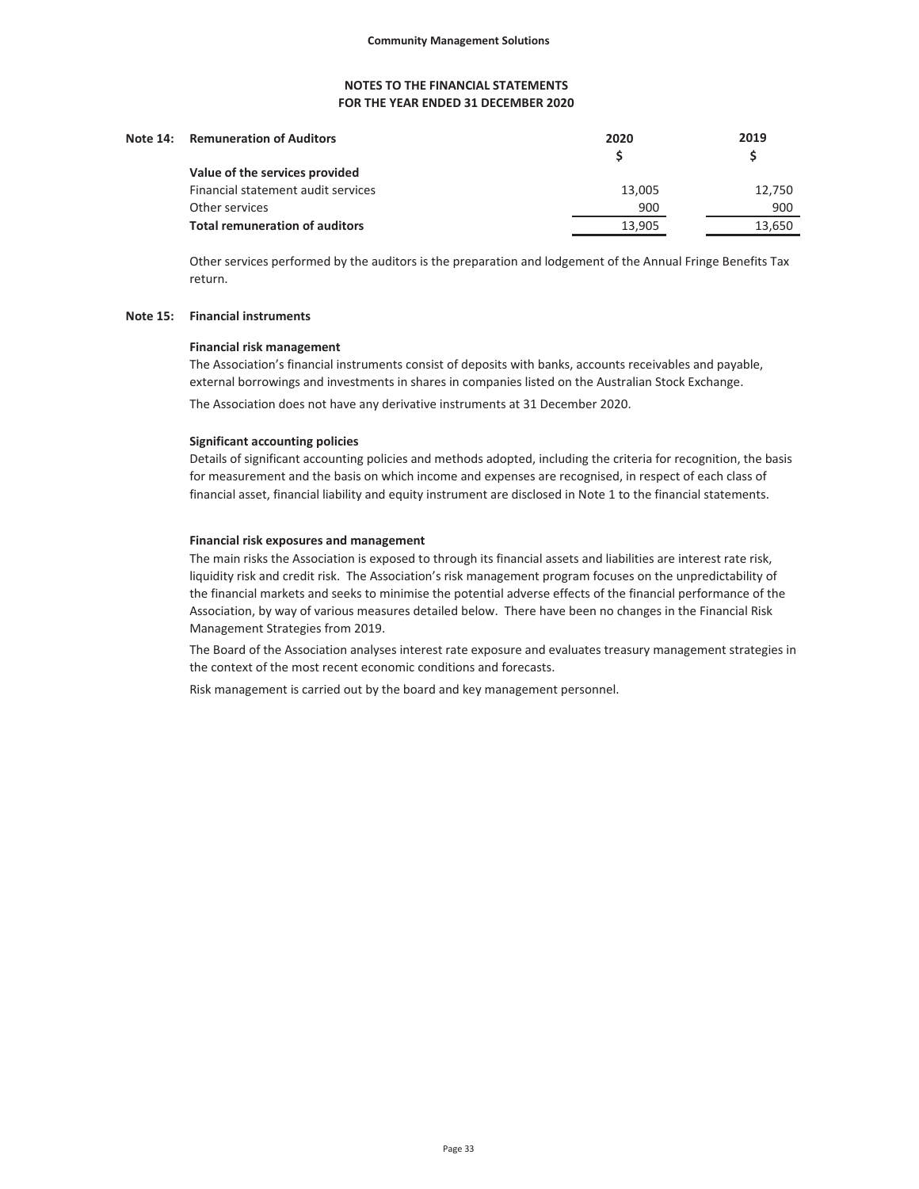## NOTES TO THE FINANCIAL STATEMENTS
## FOR THE YEAR ENDED 31 DECEMBER 2020

### Note 14: Remuneration of Auditors

| | 2020<br>$ | 2019<br>$ |
|---|---|---|
| **Value of the services provided** | | |
| Financial statement audit services | 13,005 | 12,750 |
| Other services | 900 | 900 |
| **Total remuneration of auditors** | 13,905 | 13,650 |

Other services performed by the auditors is the preparation and lodgement of the Annual Fringe Benefits Tax return.

### Note 15: Financial instruments

**Financial risk management**

The Association's financial instruments consist of deposits with banks, accounts receivables and payable, external borrowings and investments in shares in companies listed on the Australian Stock Exchange.

The Association does not have any derivative instruments at 31 December 2020.

**Significant accounting policies**

Details of significant accounting policies and methods adopted, including the criteria for recognition, the basis for measurement and the basis on which income and expenses are recognised, in respect of each class of financial asset, financial liability and equity instrument are disclosed in Note 1 to the financial statements.

**Financial risk exposures and management**

The main risks the Association is exposed to through its financial assets and liabilities are interest rate risk, liquidity risk and credit risk. The Association's risk management program focuses on the unpredictability of the financial markets and seeks to minimise the potential adverse effects of the financial performance of the Association, by way of various measures detailed below. There have been no changes in the Financial Risk Management Strategies from 2019.

The Board of the Association analyses interest rate exposure and evaluates treasury management strategies in the context of the most recent economic conditions and forecasts.

Risk management is carried out by the board and key management personnel.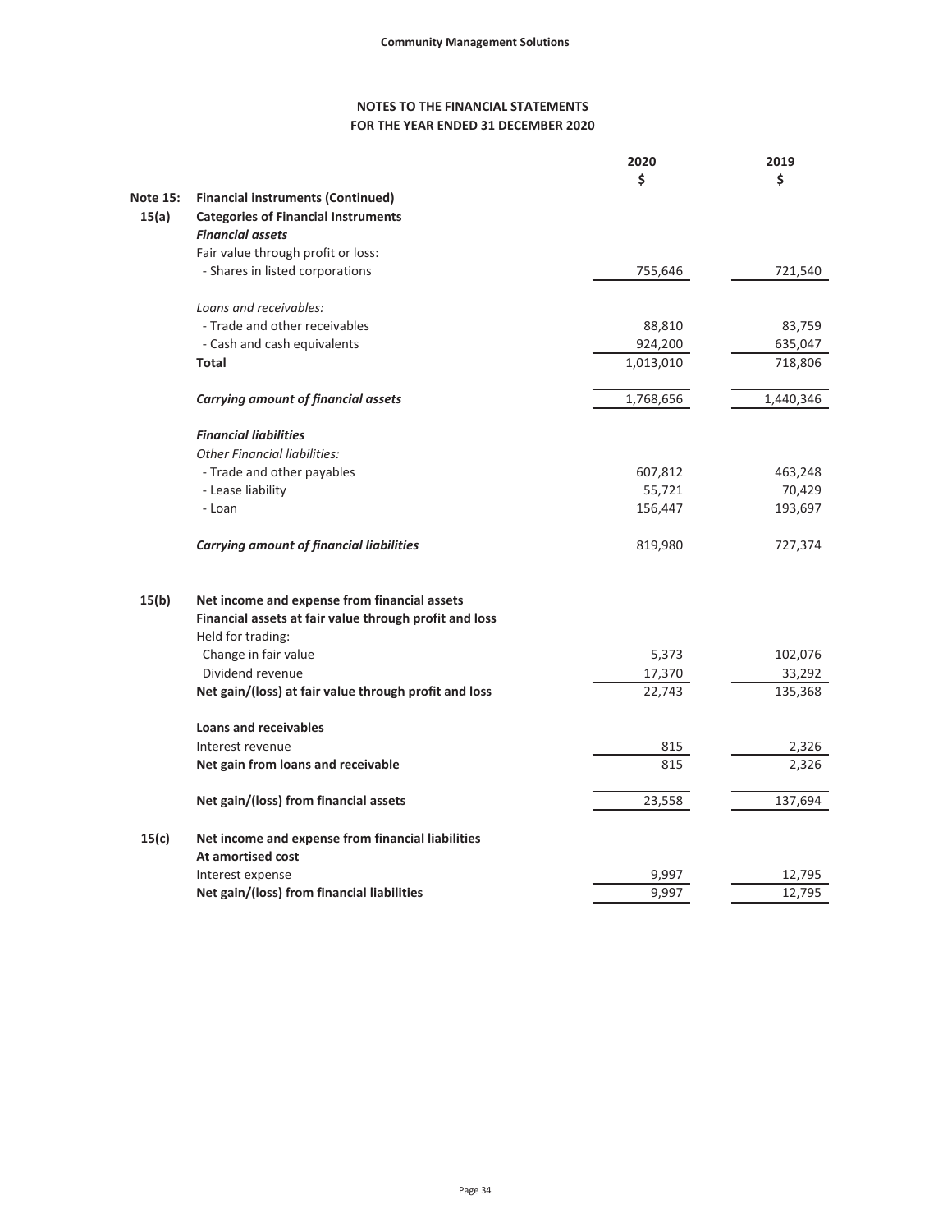**Community Management Solutions**

## NOTES TO THE FINANCIAL STATEMENTS
## FOR THE YEAR ENDED 31 DECEMBER 2020

| | | 2020 | 2019 |
|---|---|---|---|
| | | $ | $ |
| **Note 15:** | **Financial instruments (Continued)** | | |
| **15(a)** | **Categories of Financial Instruments** | | |
| | ***Financial assets*** | | |
| | Fair value through profit or loss: | | |
| | - Shares in listed corporations | 755,646 | 721,540 |
| | | | |
| | *Loans and receivables:* | | |
| | - Trade and other receivables | 88,810 | 83,759 |
| | - Cash and cash equivalents | 924,200 | 635,047 |
| | **Total** | 1,013,010 | 718,806 |
| | | | |
| | ***Carrying amount of financial assets*** | 1,768,656 | 1,440,346 |
| | | | |
| | ***Financial liabilities*** | | |
| | *Other Financial liabilities:* | | |
| | - Trade and other payables | 607,812 | 463,248 |
| | - Lease liability | 55,721 | 70,429 |
| | - Loan | 156,447 | 193,697 |
| | | | |
| | ***Carrying amount of financial liabilities*** | 819,980 | 727,374 |
| | | | |
| **15(b)** | **Net income and expense from financial assets** | | |
| | **Financial assets at fair value through profit and loss** | | |
| | Held for trading: | | |
| | Change in fair value | 5,373 | 102,076 |
| | Dividend revenue | 17,370 | 33,292 |
| | **Net gain/(loss) at fair value through profit and loss** | 22,743 | 135,368 |
| | | | |
| | **Loans and receivables** | | |
| | Interest revenue | 815 | 2,326 |
| | **Net gain from loans and receivable** | 815 | 2,326 |
| | | | |
| | **Net gain/(loss) from financial assets** | 23,558 | 137,694 |
| | | | |
| **15(c)** | **Net income and expense from financial liabilities** | | |
| | **At amortised cost** | | |
| | Interest expense | 9,997 | 12,795 |
| | **Net gain/(loss) from financial liabilities** | 9,997 | 12,795 |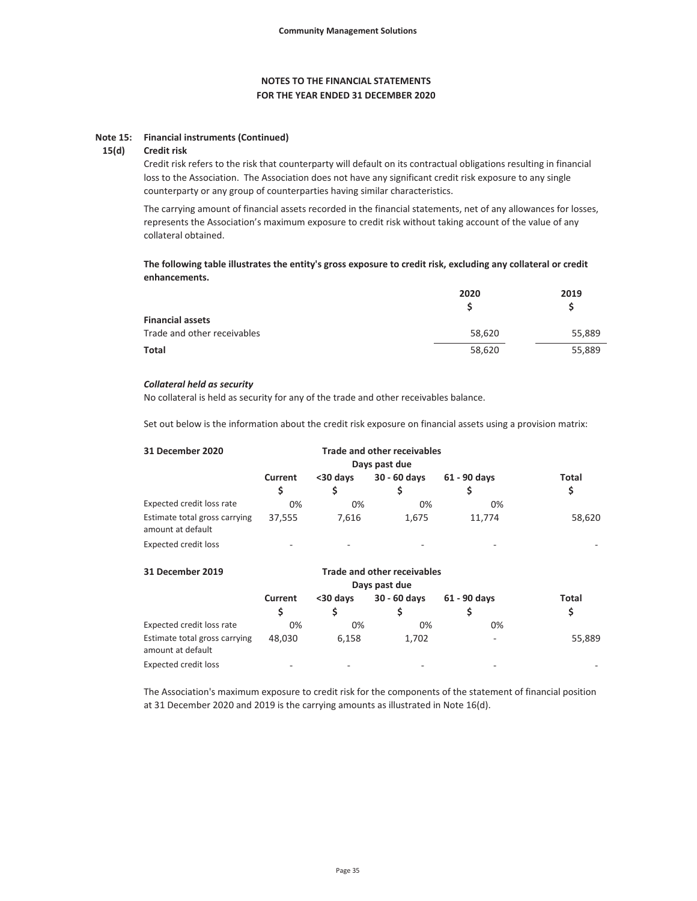**Community Management Solutions**

# NOTES TO THE FINANCIAL STATEMENTS
## FOR THE YEAR ENDED 31 DECEMBER 2020

### Note 15: Financial instruments (Continued)

### 15(d) Credit risk

Credit risk refers to the risk that counterparty will default on its contractual obligations resulting in financial loss to the Association. The Association does not have any significant credit risk exposure to any single counterparty or any group of counterparties having similar characteristics.

The carrying amount of financial assets recorded in the financial statements, net of any allowances for losses, represents the Association's maximum exposure to credit risk without taking account of the value of any collateral obtained.

**The following table illustrates the entity's gross exposure to credit risk, excluding any collateral or credit enhancements.**

| | 2020 | 2019 |
|---|---|---|
| | $ | $ |
| **Financial assets** | | |
| Trade and other receivables | 58,620 | 55,889 |
| **Total** | 58,620 | 55,889 |

***Collateral held as security***

No collateral is held as security for any of the trade and other receivables balance.

Set out below is the information about the credit risk exposure on financial assets using a provision matrix:

| **31 December 2020** | **Trade and other receivables** | | | | |
|---|---|---|---|---|---|
| | **Days past due** | | | | |
| | **Current** | **<30 days** | **30 - 60 days** | **61 - 90 days** | **Total** |
| | **$** | **$** | **$** | **$** | **$** |
| Expected credit loss rate | 0% | 0% | 0% | 0% | |
| Estimate total gross carrying amount at default | 37,555 | 7,616 | 1,675 | 11,774 | 58,620 |
| Expected credit loss | - | - | - | - | - |

| **31 December 2019** | **Trade and other receivables** | | | | |
|---|---|---|---|---|---|
| | **Days past due** | | | | |
| | **Current** | **<30 days** | **30 - 60 days** | **61 - 90 days** | **Total** |
| | **$** | **$** | **$** | **$** | **$** |
| Expected credit loss rate | 0% | 0% | 0% | 0% | |
| Estimate total gross carrying amount at default | 48,030 | 6,158 | 1,702 | - | 55,889 |
| Expected credit loss | - | - | - | - | - |

The Association's maximum exposure to credit risk for the components of the statement of financial position at 31 December 2020 and 2019 is the carrying amounts as illustrated in Note 16(d).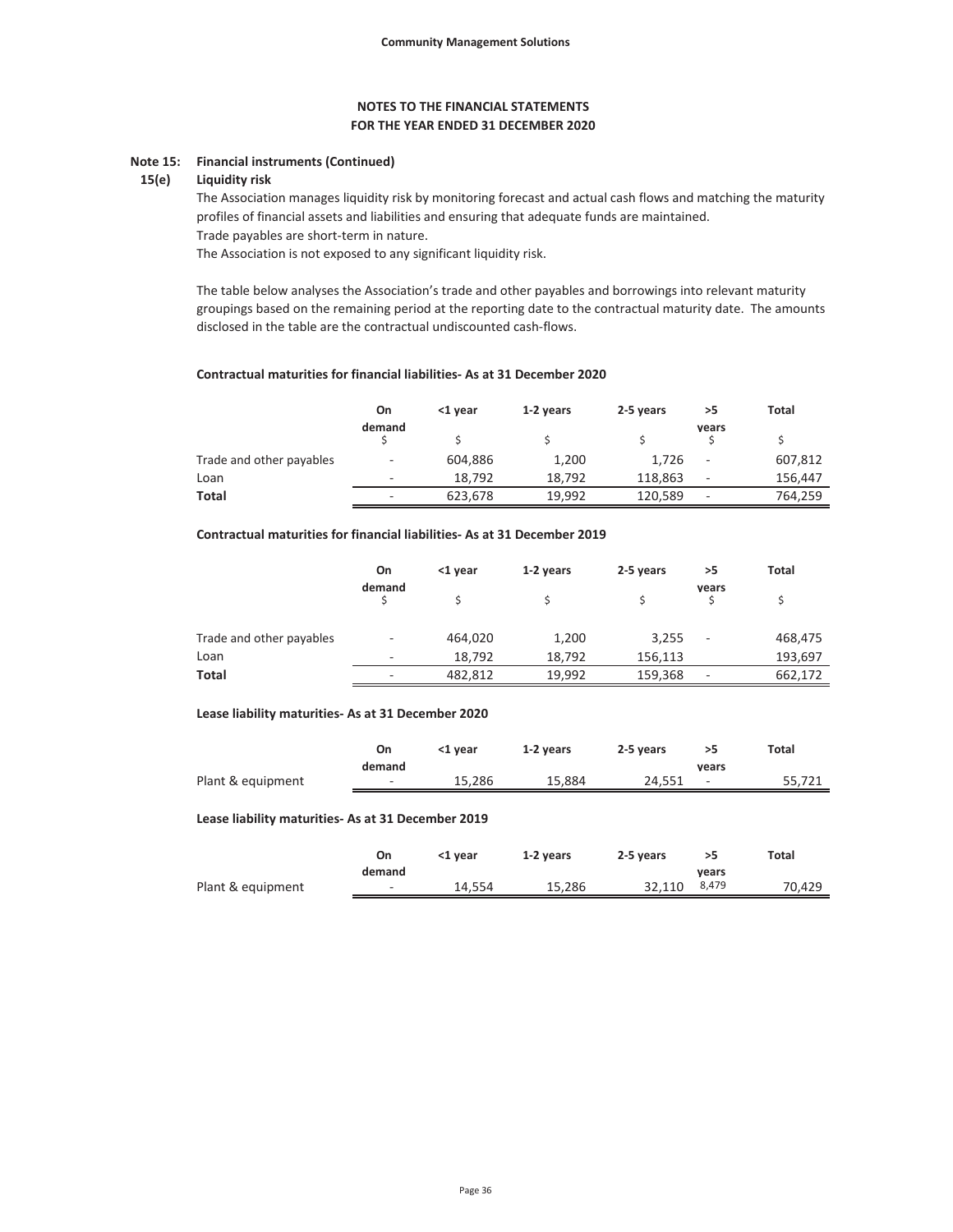## NOTES TO THE FINANCIAL STATEMENTS
## FOR THE YEAR ENDED 31 DECEMBER 2020

### Note 15: Financial instruments (Continued)

#### 15(e) Liquidity risk

The Association manages liquidity risk by monitoring forecast and actual cash flows and matching the maturity profiles of financial assets and liabilities and ensuring that adequate funds are maintained.

Trade payables are short-term in nature.

The Association is not exposed to any significant liquidity risk.

The table below analyses the Association's trade and other payables and borrowings into relevant maturity groupings based on the remaining period at the reporting date to the contractual maturity date. The amounts disclosed in the table are the contractual undiscounted cash-flows.

**Contractual maturities for financial liabilities- As at 31 December 2020**

| | On demand | <1 year | 1-2 years | 2-5 years | >5 years | Total |
|---|---|---|---|---|---|---|
| | $ | $ | $ | $ | $ | $ |
| Trade and other payables | - | 604,886 | 1,200 | 1,726 | - | 607,812 |
| Loan | - | 18,792 | 18,792 | 118,863 | - | 156,447 |
| **Total** | - | 623,678 | 19,992 | 120,589 | - | 764,259 |

**Contractual maturities for financial liabilities- As at 31 December 2019**

| | On demand | <1 year | 1-2 years | 2-5 years | >5 years | Total |
|---|---|---|---|---|---|---|
| | $ | $ | $ | $ | $ | $ |
| Trade and other payables | - | 464,020 | 1,200 | 3,255 | - | 468,475 |
| Loan | - | 18,792 | 18,792 | 156,113 | | 193,697 |
| **Total** | - | 482,812 | 19,992 | 159,368 | - | 662,172 |

**Lease liability maturities- As at 31 December 2020**

| | On demand | <1 year | 1-2 years | 2-5 years | >5 years | Total |
|---|---|---|---|---|---|---|
| Plant & equipment | - | 15,286 | 15,884 | 24,551 | - | 55,721 |

**Lease liability maturities- As at 31 December 2019**

| | On demand | <1 year | 1-2 years | 2-5 years | >5 years | Total |
|---|---|---|---|---|---|---|
| Plant & equipment | - | 14,554 | 15,286 | 32,110 | 8,479 | 70,429 |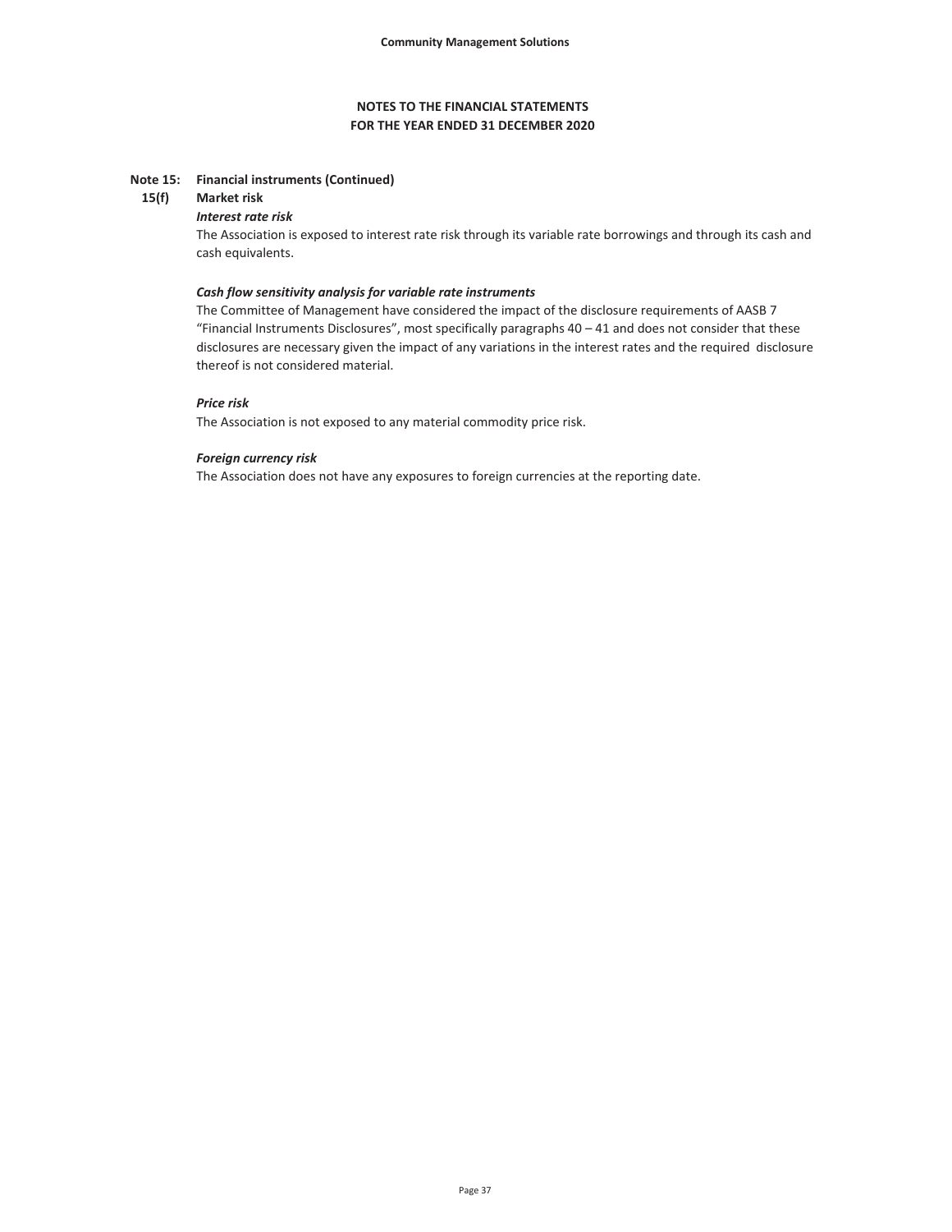**NOTES TO THE FINANCIAL STATEMENTS**
**FOR THE YEAR ENDED 31 DECEMBER 2020**

**Note 15: Financial instruments (Continued)**

**15(f) Market risk**

***Interest rate risk***

The Association is exposed to interest rate risk through its variable rate borrowings and through its cash and cash equivalents.

***Cash flow sensitivity analysis for variable rate instruments***

The Committee of Management have considered the impact of the disclosure requirements of AASB 7 "Financial Instruments Disclosures", most specifically paragraphs 40 – 41 and does not consider that these disclosures are necessary given the impact of any variations in the interest rates and the required disclosure thereof is not considered material.

***Price risk***

The Association is not exposed to any material commodity price risk.

***Foreign currency risk***

The Association does not have any exposures to foreign currencies at the reporting date.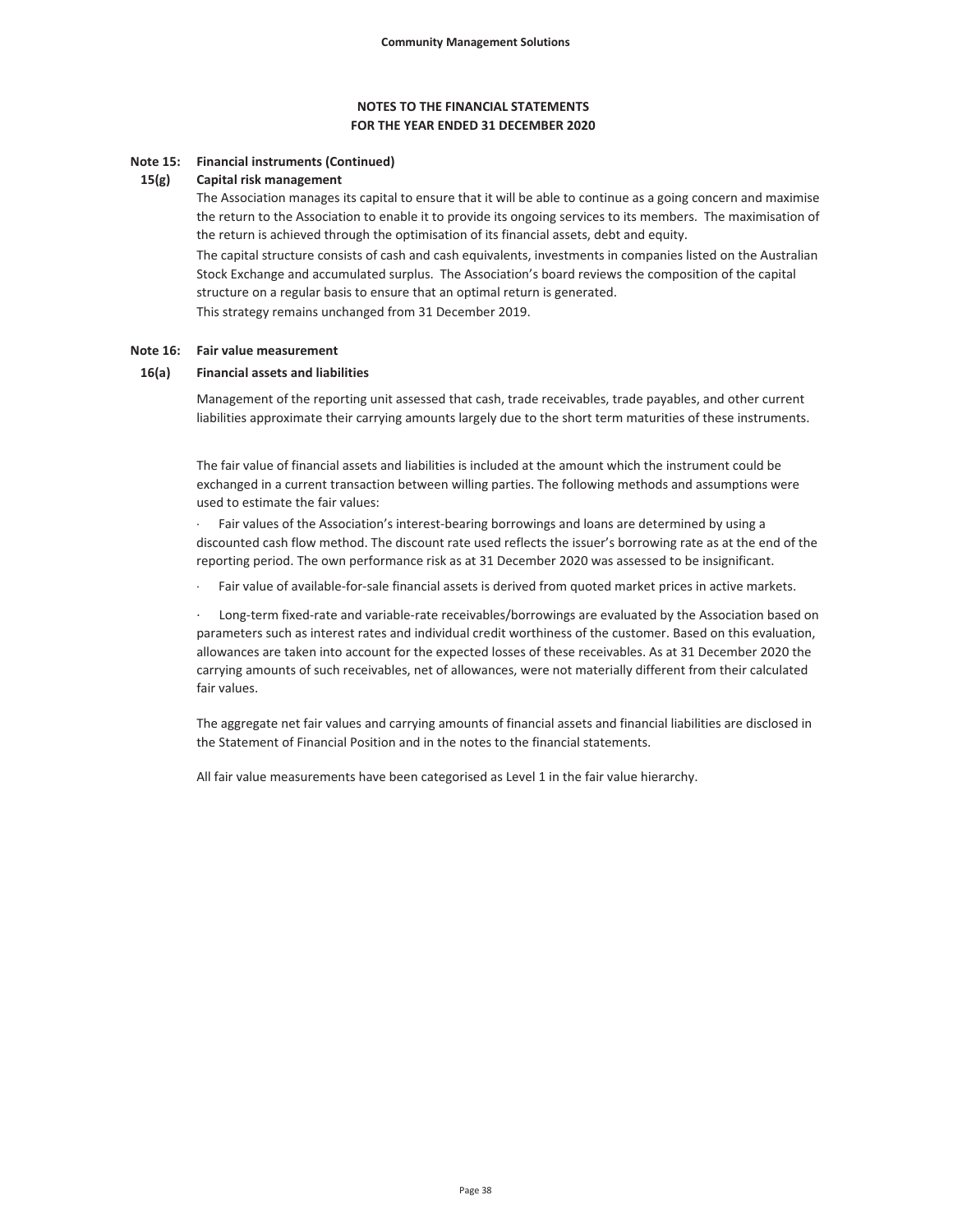## NOTES TO THE FINANCIAL STATEMENTS
## FOR THE YEAR ENDED 31 DECEMBER 2020

### Note 15: Financial instruments (Continued)

#### 15(g) Capital risk management

The Association manages its capital to ensure that it will be able to continue as a going concern and maximise the return to the Association to enable it to provide its ongoing services to its members. The maximisation of the return is achieved through the optimisation of its financial assets, debt and equity.

The capital structure consists of cash and cash equivalents, investments in companies listed on the Australian Stock Exchange and accumulated surplus. The Association's board reviews the composition of the capital structure on a regular basis to ensure that an optimal return is generated.

This strategy remains unchanged from 31 December 2019.

### Note 16: Fair value measurement

#### 16(a) Financial assets and liabilities

Management of the reporting unit assessed that cash, trade receivables, trade payables, and other current liabilities approximate their carrying amounts largely due to the short term maturities of these instruments.

The fair value of financial assets and liabilities is included at the amount which the instrument could be exchanged in a current transaction between willing parties. The following methods and assumptions were used to estimate the fair values:

- Fair values of the Association's interest-bearing borrowings and loans are determined by using a discounted cash flow method. The discount rate used reflects the issuer's borrowing rate as at the end of the reporting period. The own performance risk as at 31 December 2020 was assessed to be insignificant.
- Fair value of available-for-sale financial assets is derived from quoted market prices in active markets.
- Long-term fixed-rate and variable-rate receivables/borrowings are evaluated by the Association based on parameters such as interest rates and individual credit worthiness of the customer. Based on this evaluation, allowances are taken into account for the expected losses of these receivables. As at 31 December 2020 the carrying amounts of such receivables, net of allowances, were not materially different from their calculated fair values.

The aggregate net fair values and carrying amounts of financial assets and financial liabilities are disclosed in the Statement of Financial Position and in the notes to the financial statements.

All fair value measurements have been categorised as Level 1 in the fair value hierarchy.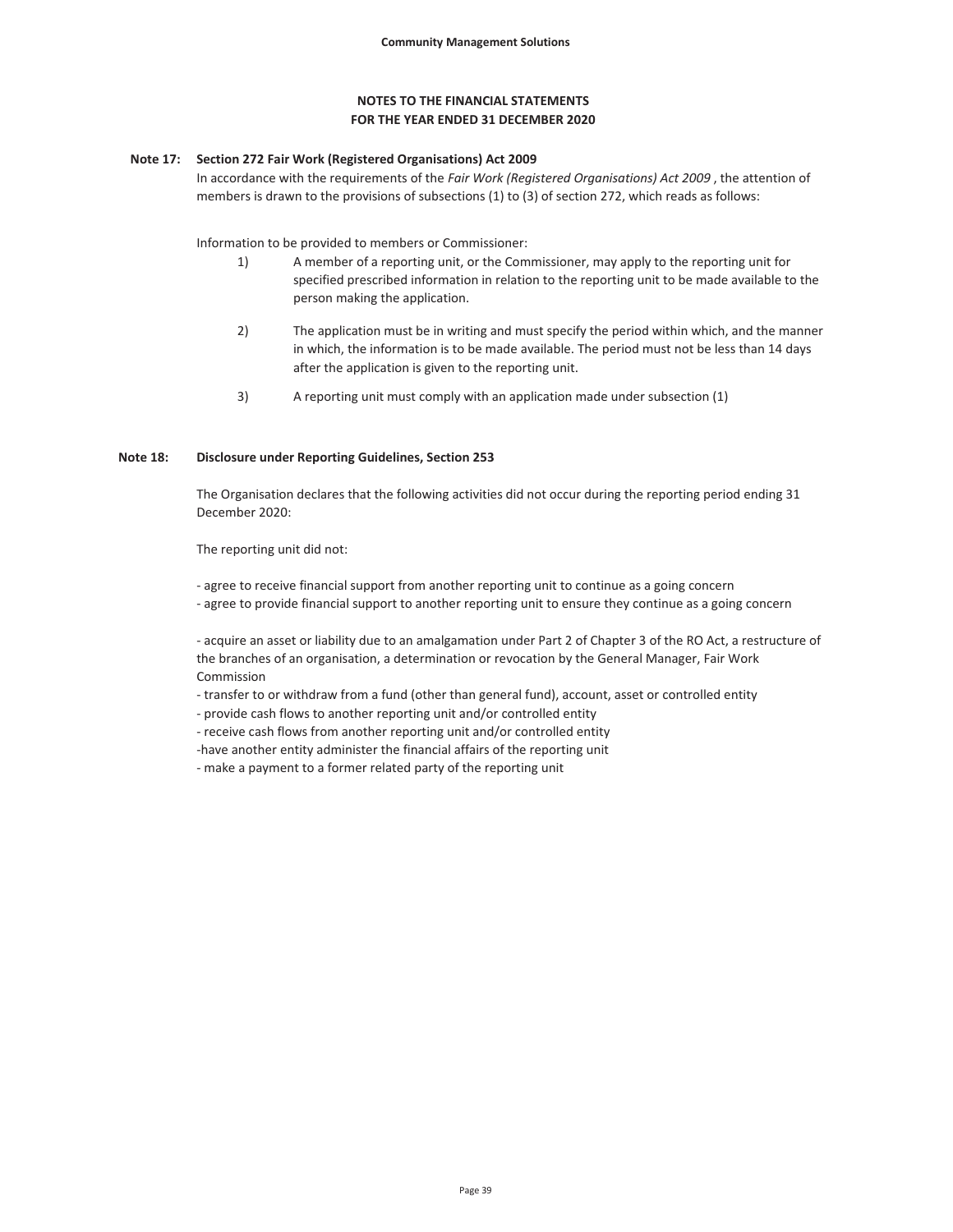# NOTES TO THE FINANCIAL STATEMENTS
## FOR THE YEAR ENDED 31 DECEMBER 2020

**Note 17: Section 272 Fair Work (Registered Organisations) Act 2009**

In accordance with the requirements of the *Fair Work (Registered Organisations) Act 2009* , the attention of members is drawn to the provisions of subsections (1) to (3) of section 272, which reads as follows:

Information to be provided to members or Commissioner:

1) A member of a reporting unit, or the Commissioner, may apply to the reporting unit for specified prescribed information in relation to the reporting unit to be made available to the person making the application.

2) The application must be in writing and must specify the period within which, and the manner in which, the information is to be made available. The period must not be less than 14 days after the application is given to the reporting unit.

3) A reporting unit must comply with an application made under subsection (1)

**Note 18: Disclosure under Reporting Guidelines, Section 253**

The Organisation declares that the following activities did not occur during the reporting period ending 31 December 2020:

The reporting unit did not:

- agree to receive financial support from another reporting unit to continue as a going concern
- agree to provide financial support to another reporting unit to ensure they continue as a going concern

- acquire an asset or liability due to an amalgamation under Part 2 of Chapter 3 of the RO Act, a restructure of the branches of an organisation, a determination or revocation by the General Manager, Fair Work Commission
- transfer to or withdraw from a fund (other than general fund), account, asset or controlled entity
- provide cash flows to another reporting unit and/or controlled entity
- receive cash flows from another reporting unit and/or controlled entity
- have another entity administer the financial affairs of the reporting unit
- make a payment to a former related party of the reporting unit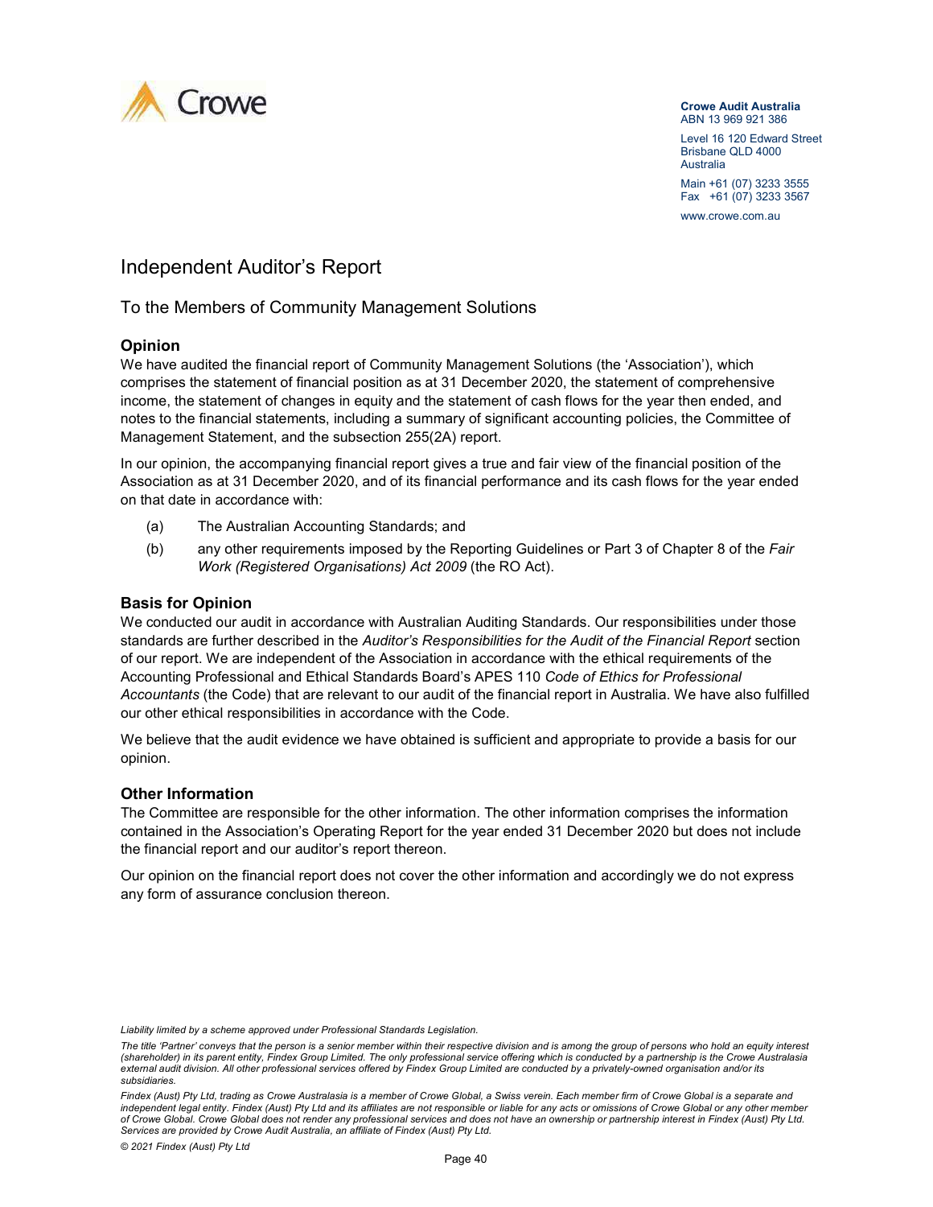**Crowe Audit Australia**
ABN 13 969 921 386

Level 16 120 Edward Street
Brisbane QLD 4000
Australia

Main +61 (07) 3233 3555
Fax +61 (07) 3233 3567

www.crowe.com.au

# Independent Auditor's Report

## To the Members of Community Management Solutions

### Opinion

We have audited the financial report of Community Management Solutions (the 'Association'), which comprises the statement of financial position as at 31 December 2020, the statement of comprehensive income, the statement of changes in equity and the statement of cash flows for the year then ended, and notes to the financial statements, including a summary of significant accounting policies, the Committee of Management Statement, and the subsection 255(2A) report.

In our opinion, the accompanying financial report gives a true and fair view of the financial position of the Association as at 31 December 2020, and of its financial performance and its cash flows for the year ended on that date in accordance with:

(a) The Australian Accounting Standards; and

(b) any other requirements imposed by the Reporting Guidelines or Part 3 of Chapter 8 of the *Fair Work (Registered Organisations) Act 2009* (the RO Act).

### Basis for Opinion

We conducted our audit in accordance with Australian Auditing Standards. Our responsibilities under those standards are further described in the *Auditor's Responsibilities for the Audit of the Financial Report* section of our report. We are independent of the Association in accordance with the ethical requirements of the Accounting Professional and Ethical Standards Board's APES 110 *Code of Ethics for Professional Accountants* (the Code) that are relevant to our audit of the financial report in Australia. We have also fulfilled our other ethical responsibilities in accordance with the Code.

We believe that the audit evidence we have obtained is sufficient and appropriate to provide a basis for our opinion.

### Other Information

The Committee are responsible for the other information. The other information comprises the information contained in the Association's Operating Report for the year ended 31 December 2020 but does not include the financial report and our auditor's report thereon.

Our opinion on the financial report does not cover the other information and accordingly we do not express any form of assurance conclusion thereon.

*Liability limited by a scheme approved under Professional Standards Legislation.*

*The title 'Partner' conveys that the person is a senior member within their respective division and is among the group of persons who hold an equity interest (shareholder) in its parent entity, Findex Group Limited. The only professional service offering which is conducted by a partnership is the Crowe Australasia external audit division. All other professional services offered by Findex Group Limited are conducted by a privately-owned organisation and/or its subsidiaries.*

*Findex (Aust) Pty Ltd, trading as Crowe Australasia is a member of Crowe Global, a Swiss verein. Each member firm of Crowe Global is a separate and independent legal entity. Findex (Aust) Pty Ltd and its affiliates are not responsible or liable for any acts or omissions of Crowe Global or any other member of Crowe Global. Crowe Global does not render any professional services and does not have an ownership or partnership interest in Findex (Aust) Pty Ltd. Services are provided by Crowe Audit Australia, an affiliate of Findex (Aust) Pty Ltd.*

*© 2021 Findex (Aust) Pty Ltd*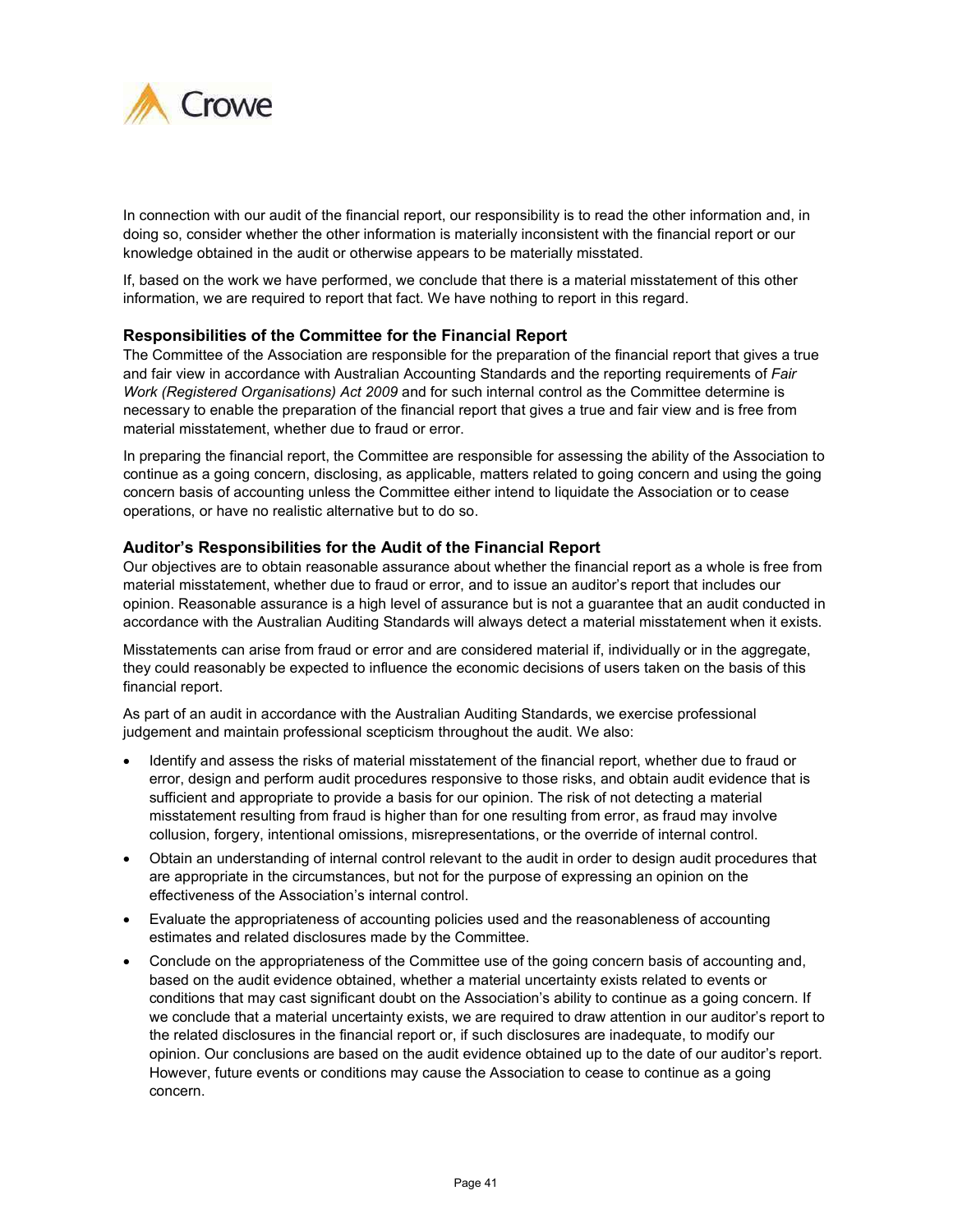In connection with our audit of the financial report, our responsibility is to read the other information and, in doing so, consider whether the other information is materially inconsistent with the financial report or our knowledge obtained in the audit or otherwise appears to be materially misstated.

If, based on the work we have performed, we conclude that there is a material misstatement of this other information, we are required to report that fact. We have nothing to report in this regard.

### Responsibilities of the Committee for the Financial Report

The Committee of the Association are responsible for the preparation of the financial report that gives a true and fair view in accordance with Australian Accounting Standards and the reporting requirements of *Fair Work (Registered Organisations) Act 2009* and for such internal control as the Committee determine is necessary to enable the preparation of the financial report that gives a true and fair view and is free from material misstatement, whether due to fraud or error.

In preparing the financial report, the Committee are responsible for assessing the ability of the Association to continue as a going concern, disclosing, as applicable, matters related to going concern and using the going concern basis of accounting unless the Committee either intend to liquidate the Association or to cease operations, or have no realistic alternative but to do so.

### Auditor's Responsibilities for the Audit of the Financial Report

Our objectives are to obtain reasonable assurance about whether the financial report as a whole is free from material misstatement, whether due to fraud or error, and to issue an auditor's report that includes our opinion. Reasonable assurance is a high level of assurance but is not a guarantee that an audit conducted in accordance with the Australian Auditing Standards will always detect a material misstatement when it exists.

Misstatements can arise from fraud or error and are considered material if, individually or in the aggregate, they could reasonably be expected to influence the economic decisions of users taken on the basis of this financial report.

As part of an audit in accordance with the Australian Auditing Standards, we exercise professional judgement and maintain professional scepticism throughout the audit. We also:

- Identify and assess the risks of material misstatement of the financial report, whether due to fraud or error, design and perform audit procedures responsive to those risks, and obtain audit evidence that is sufficient and appropriate to provide a basis for our opinion. The risk of not detecting a material misstatement resulting from fraud is higher than for one resulting from error, as fraud may involve collusion, forgery, intentional omissions, misrepresentations, or the override of internal control.
- Obtain an understanding of internal control relevant to the audit in order to design audit procedures that are appropriate in the circumstances, but not for the purpose of expressing an opinion on the effectiveness of the Association's internal control.
- Evaluate the appropriateness of accounting policies used and the reasonableness of accounting estimates and related disclosures made by the Committee.
- Conclude on the appropriateness of the Committee use of the going concern basis of accounting and, based on the audit evidence obtained, whether a material uncertainty exists related to events or conditions that may cast significant doubt on the Association's ability to continue as a going concern. If we conclude that a material uncertainty exists, we are required to draw attention in our auditor's report to the related disclosures in the financial report or, if such disclosures are inadequate, to modify our opinion. Our conclusions are based on the audit evidence obtained up to the date of our auditor's report. However, future events or conditions may cause the Association to cease to continue as a going concern.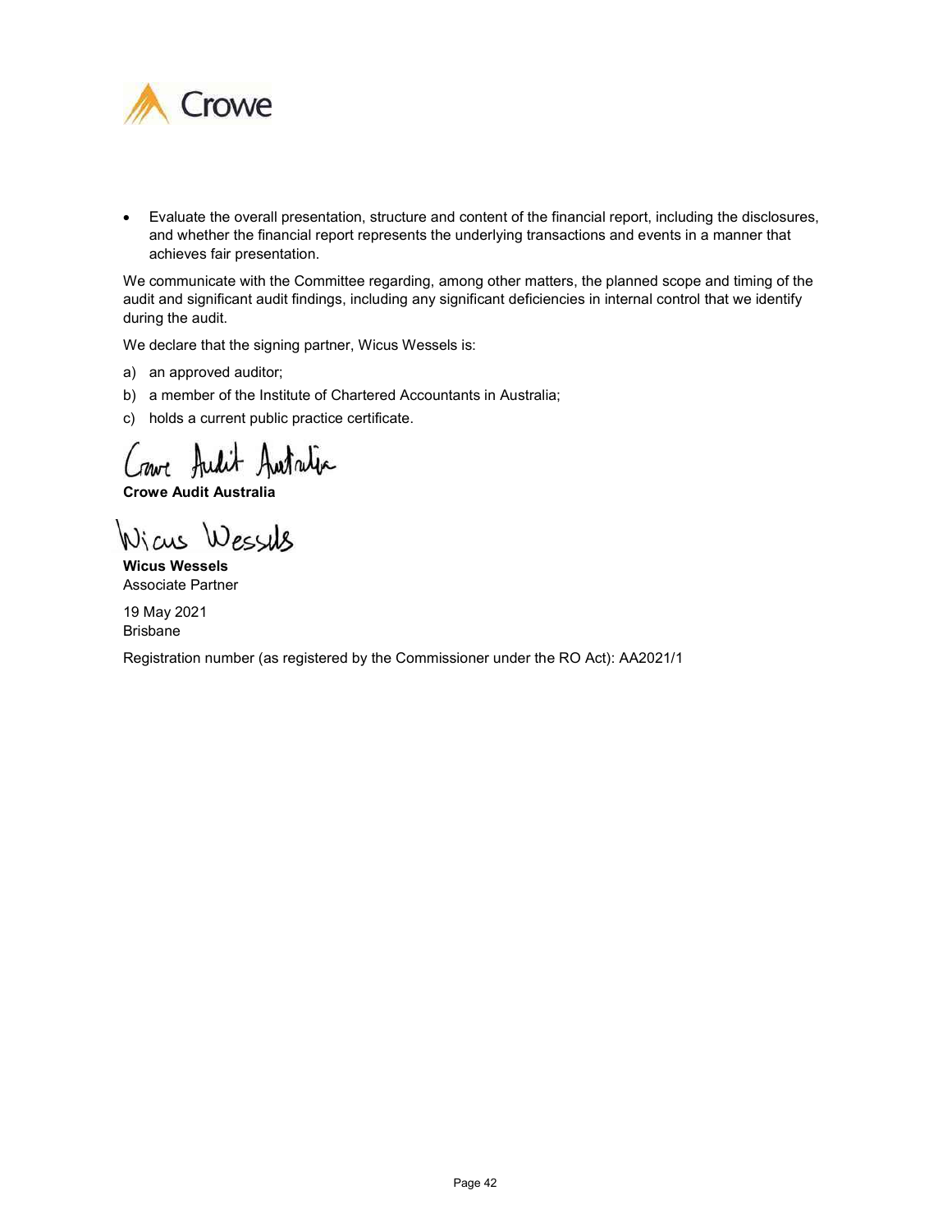- Evaluate the overall presentation, structure and content of the financial report, including the disclosures, and whether the financial report represents the underlying transactions and events in a manner that achieves fair presentation.

We communicate with the Committee regarding, among other matters, the planned scope and timing of the audit and significant audit findings, including any significant deficiencies in internal control that we identify during the audit.

We declare that the signing partner, Wicus Wessels is:

a) an approved auditor;
b) a member of the Institute of Chartered Accountants in Australia;
c) holds a current public practice certificate.

**Crowe Audit Australia**

**Wicus Wessels**
Associate Partner

19 May 2021
Brisbane

Registration number (as registered by the Commissioner under the RO Act): AA2021/1